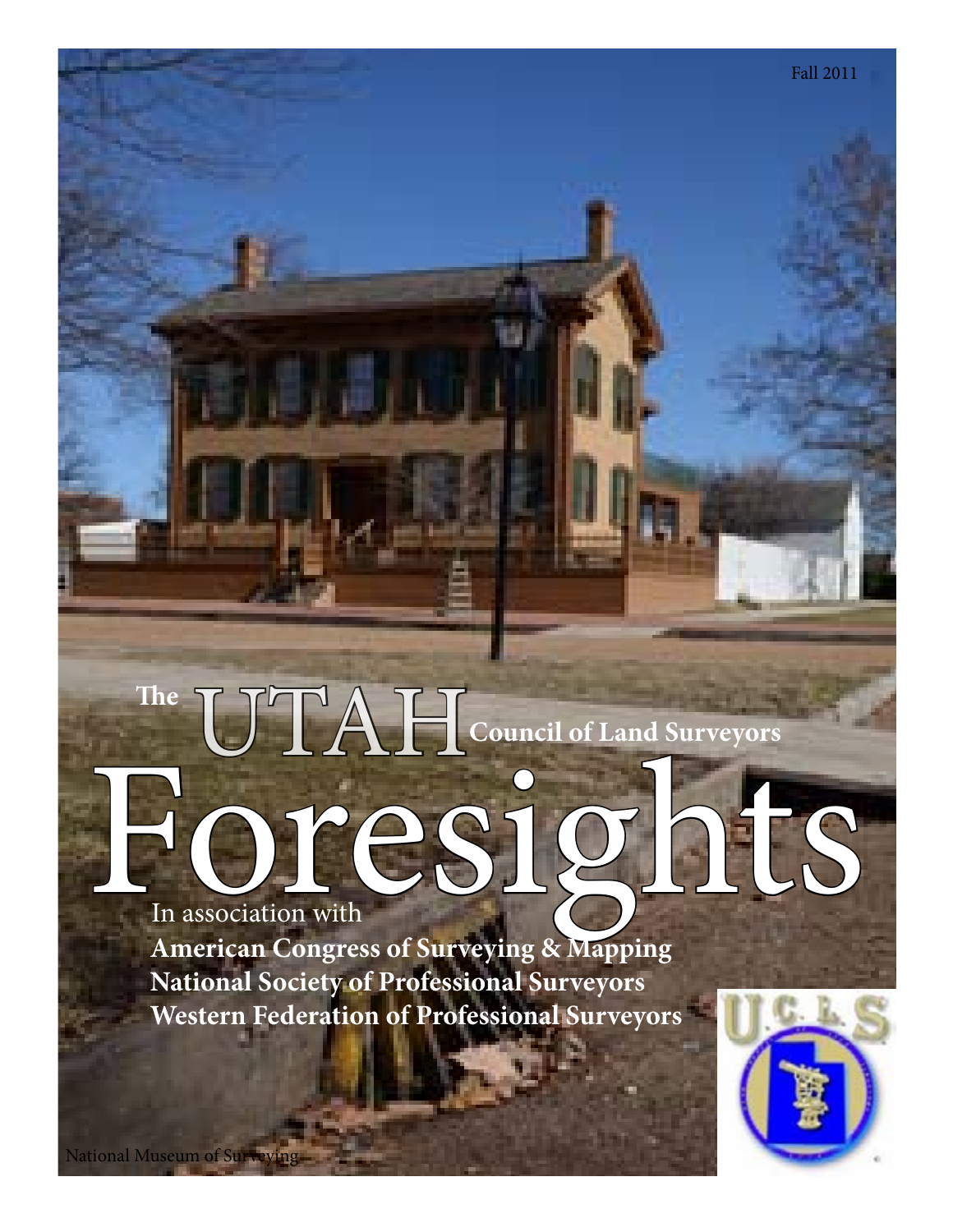Fall 2011

# The UTAH Council of Land Surveyors

# Foresights

In association with

**American Congress of Surveying & Mapping**
**National Society of Professional Surveyors**
**Western Federation of Professional Surveyors**

National Museum of Surveying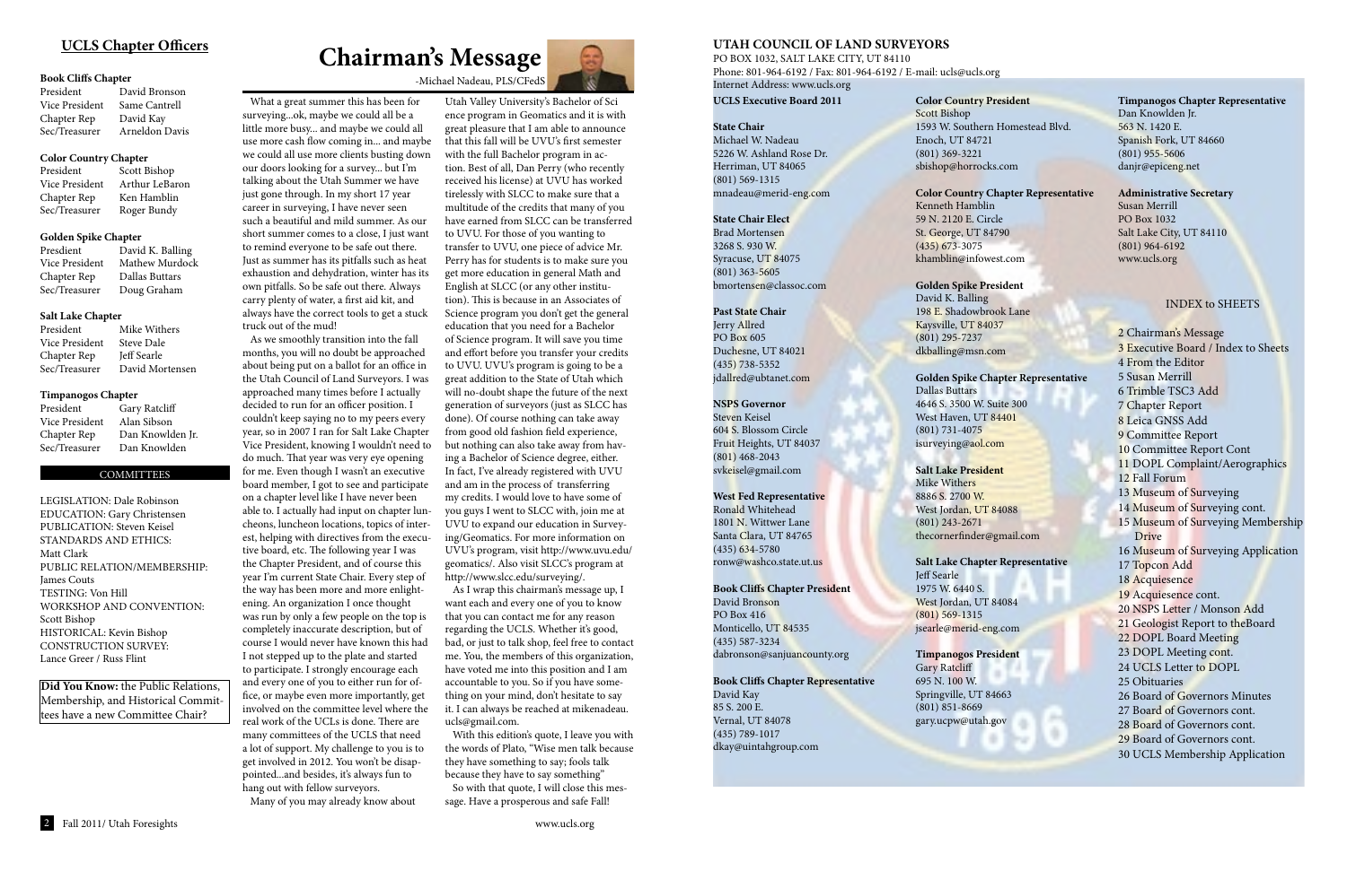## UCLS Chapter Officers

**Book Cliffs Chapter**

President — David Bronson
Vice President — Same Cantrell
Chapter Rep — David Kay
Sec/Treasurer — Arneldon Davis

**Color Country Chapter**

President — Scott Bishop
Vice President — Arthur LeBaron
Chapter Rep — Ken Hamblin
Sec/Treasurer — Roger Bundy

**Golden Spike Chapter**

Presdient — David K. Balling
Vice President — Mathew Murdock
Chapter Rep — Dallas Buttars
Sec/Treasurer — Doug Graham

**Salt Lake Chapter**

President — Mike Withers
Vice President — Steve Dale
Chapter Rep — Jeff Searle
Sec/Treasurer — David Mortensen

**Timpanogos Chapter**

President — Gary Ratcliff
Vice President — Alan Sibson
Chapter Rep — Dan Knowlden Jr.
Sec/Treasurer — Dan Knowlden

### COMMITTEES

LEGISLATION: Dale Robinson
EDUCATION: Gary Christensen
PUBLICATION: Steven Keisel
STANDARDS AND ETHICS: Matt Clark
PUBLIC RELATION/MEMBERSHIP: James Couts
TESTING: Von Hill
WORKSHOP AND CONVENTION: Scott Bishop
HISTORICAL: Kevin Bishop
CONSTRUCTION SURVEY: Lance Greer / Russ Flint

**Did You Know:** the Public Relations, Membership, and Historical Committees have a new Committee Chair?

# Chairman's Message

-Michael Nadeau, PLS/CFedS

What a great summer this has been for surveying...ok, maybe we could all be a little more busy... and maybe we could all use more cash flow coming in... and maybe we could all use more clients busting down our doors looking for a survey... but I'm talking about the Utah Summer we have just gone through. In my short 17 year career in surveying, I have never seen such a beautiful and mild summer. As our short summer comes to a close, I just want to remind everyone to be safe out there. Just as summer has its pitfalls such as heat exhaustion and dehydration, winter has its own pitfalls. So be safe out there. Always carry plenty of water, a first aid kit, and always have the correct tools to get a stuck truck out of the mud!

As we smoothly transition into the fall months, you will no doubt be approached about being put on a ballot for an office in the Utah Council of Land Surveyors. I was approached many times before I actually decided to run for an officer position. I couldn't keep saying no to my peers every year, so in 2007 I ran for Salt Lake Chapter Vice President, knowing I wouldn't need to do much. That year was very eye opening for me. Even though I wasn't an executive board member, I got to see and participate on a chapter level like I have never been able to. I actually had input on chapter luncheons, luncheon locations, topics of interest, helping with directives from the executive board, etc. The following year I was the Chapter President, and of course this year I'm current State Chair. Every step of the way has been more and more enlightening. An organization I once thought was run by only a few people on the top is completely inaccurate description, but of course I would never have known this had I not stepped up to the plate and started to participate. I strongly encourage each and every one of you to either run for office, or maybe even more importantly, get involved on the committee level where the real work of the UCLs is done. There are many committees of the UCLS that need a lot of support. My challenge to you is to get involved in 2012. You won't be disappointed...and besides, it's always fun to hang out with fellow surveyors.

Many of you may already know about Utah Valley University's Bachelor of Science program in Geomatics and it is with great pleasure that I am able to announce that this fall will be UVU's first semester with the full Bachelor program in action. Best of all, Dan Perry (who recently received his license) at UVU has worked tirelessly with SLCC to make sure that a multitude of the credits that many of you have earned from SLCC can be transferred to UVU. For those of you wanting to transfer to UVU, one piece of advice Mr. Perry has for students is to make sure you get more education in general Math and English at SLCC (or any other institution). This is because in an Associates of Science program you don't get the general education that you need for a Bachelor of Science program. It will save you time and effort before you transfer your credits to UVU. UVU's program is going to be a great addition to the State of Utah which will no-doubt shape the future of the next generation of surveyors (just as SLCC has done). Of course nothing can take away from good old fashion field experience, but nothing can also take away from having a Bachelor of Science degree, either. In fact, I've already registered with UVU and am in the process of transferring my credits. I would love to have some of you guys I went to SLCC with, join me at UVU to expand our education in Surveying/Geomatics. For more information on UVU's program, visit http://www.uvu.edu/geomatics/. Also visit SLCC's program at http://www.slcc.edu/surveying/.

As I wrap this chairman's message up, I want each and every one of you to know that you can contact me for any reason regarding the UCLS. Whether it's good, bad, or just to talk shop, feel free to contact me. You, the members of this organization, have voted me into this position and I am accountable to you. So if you have something on your mind, don't hesitate to say it. I can always be reached at mikenadeau.ucls@gmail.com.

With this edition's quote, I leave you with the words of Plato, "Wise men talk because they have something to say; fools talk because they have to say something"

So with that quote, I will close this message. Have a prosperous and safe Fall!

## UTAH COUNCIL OF LAND SURVEYORS

PO BOX 1032, SALT LAKE CITY, UT 84110
Phone: 801-964-6192 / Fax: 801-964-6192 / E-mail: ucls@ucls.org
Internet Address: www.ucls.org

**UCLS Executive Board 2011**

**State Chair**
Michael W. Nadeau
5226 W. Ashland Rose Dr.
Herriman, UT 84065
(801) 569-1315
mnadeau@merid-eng.com

**State Chair Elect**
Brad Mortensen
3268 S. 930 W.
Syracuse, UT 84075
(801) 363-5605
bmortensen@classoc.com

**Past State Chair**
Jerry Allred
PO Box 605
Duchesne, UT 84021
(435) 738-5352
jdallred@ubtanet.com

**NSPS Governor**
Steven Keisel
604 S. Blossom Circle
Fruit Heights, UT 84037
(801) 468-2043
svkeisel@gmail.com

**West Fed Representative**
Ronald Whitehead
1801 N. Wittwer Lane
Santa Clara, UT 84765
(435) 634-5780
ronw@washco.state.ut.us

**Book Cliffs Chapter President**
David Bronson
PO Box 416
Monticello, UT 84535
(435) 587-3234
dabronson@sanjuancounty.org

**Book Cliffs Chapter Representative**
David Kay
85 S. 200 E.
Vernal, UT 84078
(435) 789-1017
dkay@uintahgroup.com

**Color Country President**
Scott Bishop
1593 W. Southern Homestead Blvd.
Enoch, UT 84721
(801) 369-3221
sbishop@horrocks.com

**Color Country Chapter Representative**
Kenneth Hamblin
59 N. 2120 E. Circle
St. George, UT 84790
(435) 673-3075
khamblin@infowest.com

**Golden Spike President**
David K. Balling
198 E. Shadowbrook Lane
Kaysville, UT 84037
(801) 295-7237
dkballing@msn.com

**Golden Spike Chapter Representative**
Dallas Buttars
4646 S. 3500 W. Suite 300
West Haven, UT 84401
(801) 731-4075
isurveying@aol.com

**Salt Lake President**
Mike Withers
8886 S. 2700 W.
West Jordan, UT 84088
(801) 243-2671
thecornerfinder@gmail.com

**Salt Lake Chapter Representative**
Jeff Searle
1975 W. 6440 S.
West Jordan, UT 84084
(801) 569-1315
jsearle@merid-eng.com

**Timpanogos President**
Gary Ratcliff
695 N. 100 W.
Springville, UT 84663
(801) 851-8669
gary.ucpw@utah.gov

**Timpanogos Chapter Representative**
Dan Knowlden Jr.
563 N. 1420 E.
Spanish Fork, UT 84660
(801) 955-5606
danjr@epiceng.net

**Administrative Secretary**
Susan Merrill
PO Box 1032
Salt Lake City, UT 84110
(801) 964-6192
www.ucls.org

### INDEX to SHEETS

2 Chairman's Message
3 Executive Board / Index to Sheets
4 From the Editor
5 Susan Merrill
6 Trimble TSC3 Add
7 Chapter Report
8 Leica GNSS Add
9 Committee Report
10 Committee Report Cont
11 DOPL Complaint/Aerographics
12 Fall Forum
13 Museum of Surveying
14 Museum of Surveying cont.
15 Museum of Surveying Membership Drive
16 Museum of Surveying Application
17 Topcon Add
18 Acquiesence
19 Acquiesence cont.
20 NSPS Letter / Monson Add
21 Geologist Report to theBoard
22 DOPL Board Meeting
23 DOPL Meeting cont.
24 UCLS Letter to DOPL
25 Obituaries
26 Board of Governors Minutes
27 Board of Governors cont.
28 Board of Governors cont.
29 Board of Governors cont.
30 UCLS Membership Application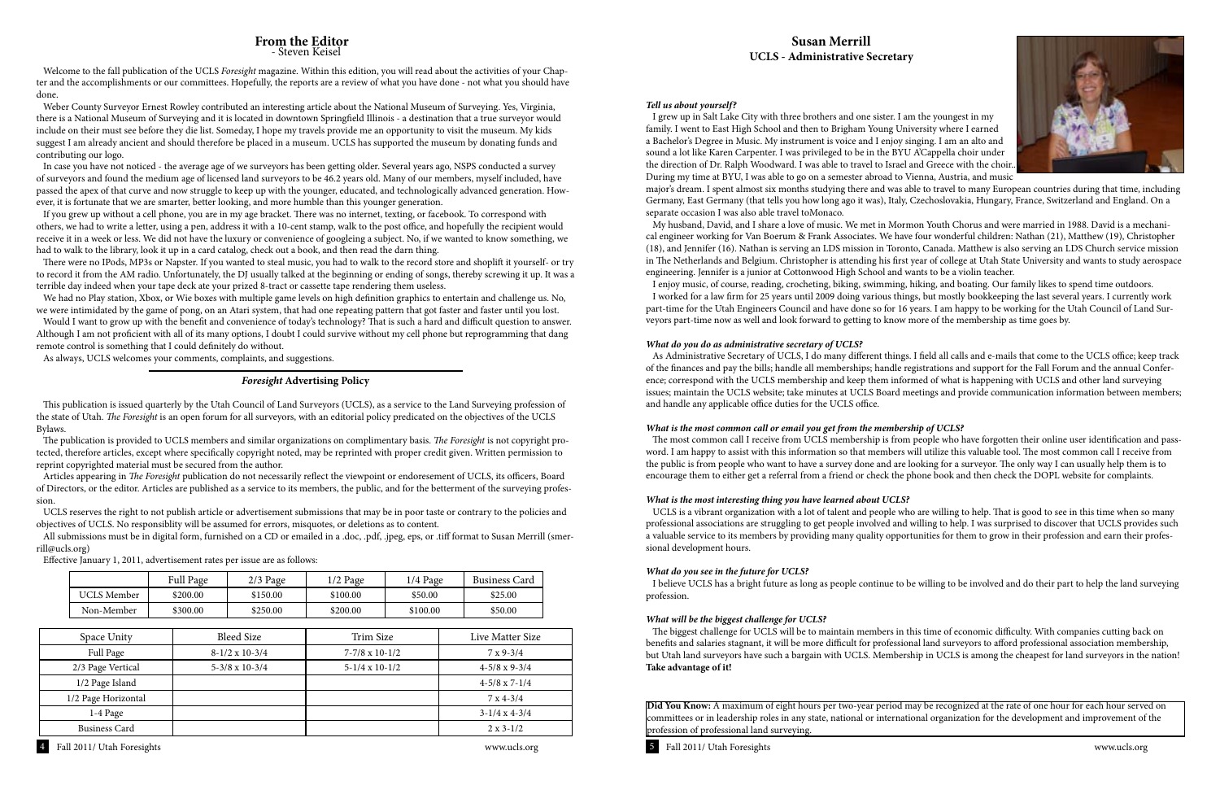## From the Editor

- Steven Keisel

Welcome to the fall publication of the UCLS *Foresight* magazine. Within this edition, you will read about the activities of your Chapter and the accomplishments or our committees. Hopefully, the reports are a review of what you have done - not what you should have done.

Weber County Surveyor Ernest Rowley contributed an interesting article about the National Museum of Surveying. Yes, Virginia, there is a National Museum of Surveying and it is located in downtown Springfield Illinois - a destination that a true surveyor would include on their must see before they die list. Someday, I hope my travels provide me an opportunity to visit the museum. My kids suggest I am already ancient and should therefore be placed in a museum. UCLS has supported the museum by donating funds and contributing our logo.

In case you have not noticed - the average age of we surveyors has been getting older. Several years ago, NSPS conducted a survey of surveyors and found the medium age of licensed land surveyors to be 46.2 years old. Many of our members, myself included, have passed the apex of that curve and now struggle to keep up with the younger, educated, and technologically advanced generation. However, it is fortunate that we are smarter, better looking, and more humble than this younger generation.

If you grew up without a cell phone, you are in my age bracket. There was no internet, texting, or facebook. To correspond with others, we had to write a letter, using a pen, address it with a 10-cent stamp, walk to the post office, and hopefully the recipient would receive it in a week or less. We did not have the luxury or convenience of googleing a subject. No, if we wanted to know something, we had to walk to the library, look it up in a card catalog, check out a book, and then read the darn thing.

There were no IPods, MP3s or Napster. If you wanted to steal music, you had to walk to the record store and shoplift it yourself- or try to record it from the AM radio. Unfortunately, the DJ usually talked at the beginning or ending of songs, thereby screwing it up. It was a terrible day indeed when your tape deck ate your prized 8-tract or cassette tape rendering them useless.

We had no Play station, Xbox, or Wie boxes with multiple game levels on high definition graphics to entertain and challenge us. No, we were intimidated by the game of pong, on an Atari system, that had one repeating pattern that got faster and faster until you lost.

Would I want to grow up with the benefit and convenience of today's technology? That is such a hard and difficult question to answer. Although I am not proficient with all of its many options, I doubt I could survive without my cell phone but reprogramming that dang remote control is something that I could definitely do without.

As always, UCLS welcomes your comments, complaints, and suggestions.

### *Foresight* Advertising Policy

This publication is issued quarterly by the Utah Council of Land Surveyors (UCLS), as a service to the Land Surveying profession of the state of Utah. *The Foresight* is an open forum for all surveyors, with an editorial policy predicated on the objectives of the UCLS Bylaws.

The publication is provided to UCLS members and similar organizations on complimentary basis. *The Foresight* is not copyright protected, therefore articles, except where specifically copyright noted, may be reprinted with proper credit given. Written permission to reprint copyrighted material must be secured from the author.

Articles appearing in *The Foresight* publication do not necessarily reflect the viewpoint or endoresement of UCLS, its officers, Board of Directors, or the editor. Articles are published as a service to its members, the public, and for the betterment of the surveying profession.

UCLS reserves the right to not publish article or advertisement submissions that may be in poor taste or contrary to the policies and objectives of UCLS. No responsiblity will be assumed for errors, misquotes, or deletions as to content.

All submissions must be in digital form, furnished on a CD or emailed in a .doc, .pdf, .jpeg, eps, or .tiff format to Susan Merrill (smerrill@ucls.org)

Effective January 1, 2011, advertisement rates per issue are as follows:

| | Full Page | 2/3 Page | 1/2 Page | 1/4 Page | Business Card |
|---|---|---|---|---|---|
| UCLS Member | $200.00 | $150.00 | $100.00 | $50.00 | $25.00 |
| Non-Member | $300.00 | $250.00 | $200.00 | $100.00 | $50.00 |

| Space Unity | Bleed Size | Trim Size | Live Matter Size |
|---|---|---|---|
| Full Page | 8-1/2 x 10-3/4 | 7-7/8 x 10-1/2 | 7 x 9-3/4 |
| 2/3 Page Vertical | 5-3/8 x 10-3/4 | 5-1/4 x 10-1/2 | 4-5/8 x 9-3/4 |
| 1/2 Page Island | | | 4-5/8 x 7-1/4 |
| 1/2 Page Horizontal | | | 7 x 4-3/4 |
| 1-4 Page | | | 3-1/4 x 4-3/4 |
| Business Card | | | 2 x 3-1/2 |

## Susan Merrill
### UCLS - Administrative Secretary

***Tell us about yourself?***

I grew up in Salt Lake City with three brothers and one sister. I am the youngest in my family. I went to East High School and then to Brigham Young University where I earned a Bachelor's Degree in Music. My instrument is voice and I enjoy singing. I am an alto and sound a lot like Karen Carpenter. I was privileged to be in the BYU A'Cappella choir under the direction of Dr. Ralph Woodward. I was able to travel to Israel and Greece with the choir.. During my time at BYU, I was able to go on a semester abroad to Vienna, Austria, and music major's dream. I spent almost six months studying there and was able to travel to many European countries during that time, including Germany, East Germany (that tells you how long ago it was), Italy, Czechoslovakia, Hungary, France, Switzerland and England. On a separate occasion I was also able travel toMonaco.

My husband, David, and I share a love of music. We met in Mormon Youth Chorus and were married in 1988. David is a mechanical engineer working for Van Boerum & Frank Associates. We have four wonderful children: Nathan (21), Matthew (19), Christopher (18), and Jennifer (16). Nathan is serving an LDS mission in Toronto, Canada. Matthew is also serving an LDS Church service mission in The Netherlands and Belgium. Christopher is attending his first year of college at Utah State University and wants to study aerospace engineering. Jennifer is a junior at Cottonwood High School and wants to be a violin teacher.

I enjoy music, of course, reading, crocheting, biking, swimming, hiking, and boating. Our family likes to spend time outdoors.

I worked for a law firm for 25 years until 2009 doing various things, but mostly bookkeeping the last several years. I currently work part-time for the Utah Engineers Council and have done so for 16 years. I am happy to be working for the Utah Council of Land Surveyors part-time now as well and look forward to getting to know more of the membership as time goes by.

***What do you do as administrative secretary of UCLS?***

As Administrative Secretary of UCLS, I do many different things. I field all calls and e-mails that come to the UCLS office; keep track of the finances and pay the bills; handle all memberships; handle registrations and support for the Fall Forum and the annual Conference; correspond with the UCLS membership and keep them informed of what is happening with UCLS and other land surveying issues; maintain the UCLS website; take minutes at UCLS Board meetings and provide communication information between members; and handle any applicable office duties for the UCLS office.

***What is the most common call or email you get from the membership of UCLS?***

The most common call I receive from UCLS membership is from people who have forgotten their online user identification and password. I am happy to assist with this information so that members will utilize this valuable tool. The most common call I receive from the public is from people who want to have a survey done and are looking for a surveyor. The only way I can usually help them is to encourage them to either get a referral from a friend or check the phone book and then check the DOPL website for complaints.

***What is the most interesting thing you have learned about UCLS?***

UCLS is a vibrant organization with a lot of talent and people who are willing to help. That is good to see in this time when so many professional associations are struggling to get people involved and willing to help. I was surprised to discover that UCLS provides such a valuable service to its members by providing many quality opportunities for them to grow in their profession and earn their professional development hours.

***What do you see in the future for UCLS?***

I believe UCLS has a bright future as long as people continue to be willing to be involved and do their part to help the land surveying profession.

***What will be the biggest challenge for UCLS?***

The biggest challenge for UCLS will be to maintain members in this time of economic difficulty. With companies cutting back on benefits and salaries stagnant, it will be more difficult for professional land surveyors to afford professional association membership, but Utah land surveyors have such a bargain with UCLS. Membership in UCLS is among the cheapest for land surveyors in the nation! **Take advantage of it!**

**Did You Know:** A maximum of eight hours per two-year period may be recognized at the rate of one hour for each hour served on committees or in leadership roles in any state, national or international organization for the development and improvement of the profession of professional land surveying.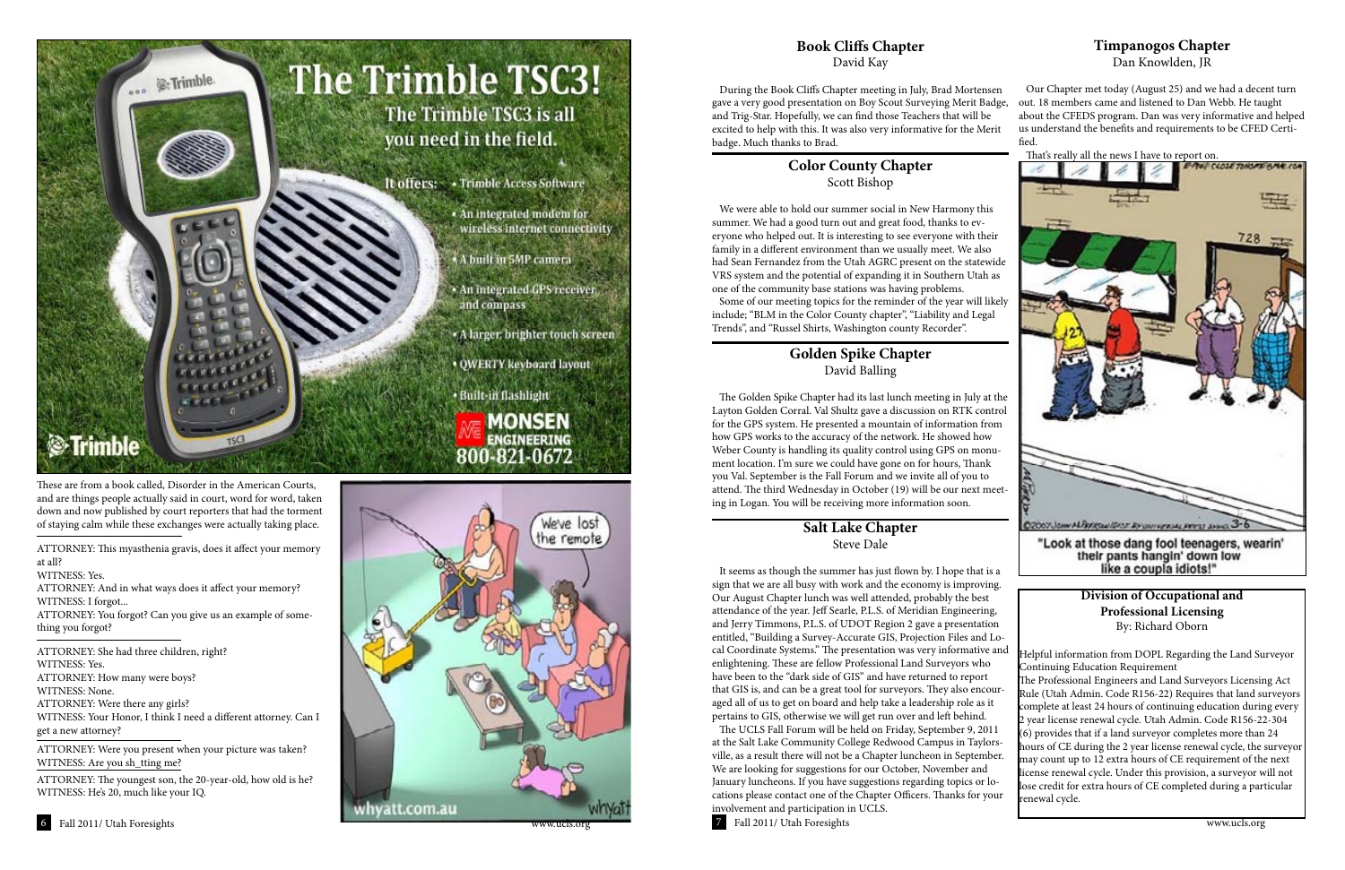# The Trimble TSC3!

The Trimble TSC3 is all you need in the field.

It offers:

- Trimble Access Software
- An integrated modem for wireless internet connectivity
- A built in 5MP camera
- An integrated GPS receiver and compass
- A larger, brighter touch screen
- QWERTY keyboard layout
- Built-in flashlight

MONSEN ENGINEERING
800-821-0672

These are from a book called, Disorder in the American Courts, and are things people actually said in court, word for word, taken down and now published by court reporters that had the torment of staying calm while these exchanges were actually taking place.

ATTORNEY: This myasthenia gravis, does it affect your memory at all?
WITNESS: Yes.
ATTORNEY: And in what ways does it affect your memory?
WITNESS: I forgot...
ATTORNEY: You forgot? Can you give us an example of something you forgot?

ATTORNEY: She had three children, right?
WITNESS: Yes.
ATTORNEY: How many were boys?
WITNESS: None.
ATTORNEY: Were there any girls?
WITNESS: Your Honor, I think I need a different attorney. Can I get a new attorney?

ATTORNEY: Were you present when your picture was taken?
WITNESS: Are you sh_tting me?

ATTORNEY: The youngest son, the 20-year-old, how old is he?
WITNESS: He's 20, much like your IQ.

## Book Cliffs Chapter
David Kay

During the Book Cliffs Chapter meeting in July, Brad Mortensen gave a very good presentation on Boy Scout Surveying Merit Badge, and Trig-Star. Hopefully, we can find those Teachers that will be excited to help with this. It was also very informative for the Merit badge. Much thanks to Brad.

## Color County Chapter
Scott Bishop

We were able to hold our summer social in New Harmony this summer. We had a good turn out and great food, thanks to everyone who helped out. It is interesting to see everyone with their family in a different environment than we usually meet. We also had Sean Fernandez from the Utah AGRC present on the statewide VRS system and the potential of expanding it in Southern Utah as one of the community base stations was having problems.

Some of our meeting topics for the reminder of the year will likely include; "BLM in the Color County chapter", "Liability and Legal Trends", and "Russel Shirts, Washington county Recorder".

## Golden Spike Chapter
David Balling

The Golden Spike Chapter had its last lunch meeting in July at the Layton Golden Corral. Val Shultz gave a discussion on RTK control for the GPS system. He presented a mountain of information from how GPS works to the accuracy of the network. He showed how Weber County is handling its quality control using GPS on monument location. I'm sure we could have gone on for hours, Thank you Val. September is the Fall Forum and we invite all of you to attend. The third Wednesday in October (19) will be our next meeting in Logan. You will be receiving more information soon.

## Salt Lake Chapter
Steve Dale

It seems as though the summer has just flown by. I hope that is a sign that we are all busy with work and the economy is improving. Our August Chapter lunch was well attended, probably the best attendance of the year. Jeff Searle, P.L.S. of Meridian Engineering, and Jerry Timmons, P.L.S. of UDOT Region 2 gave a presentation entitled, "Building a Survey-Accurate GIS, Projection Files and Local Coordinate Systems." The presentation was very informative and enlightening. These are fellow Professional Land Surveyors who have been to the "dark side of GIS" and have returned to report that GIS is, and can be a great tool for surveyors. They also encouraged all of us to get on board and help take a leadership role as it pertains to GIS, otherwise we will get run over and left behind.

The UCLS Fall Forum will be held on Friday, September 9, 2011 at the Salt Lake Community College Redwood Campus in Taylorsville, as a result there will not be a Chapter luncheon in September. We are looking for suggestions for our October, November and January luncheons. If you have suggestions regarding topics or locations please contact one of the Chapter Officers. Thanks for your involvement and participation in UCLS.

## Timpanogos Chapter
Dan Knowlden, JR

Our Chapter met today (August 25) and we had a decent turn out. 18 members came and listened to Dan Webb. He taught about the CFEDS program. Dan was very informative and helped us understand the benefits and requirements to be CFED Certified.

That's really all the news I have to report on.

"Look at those dang fool teenagers, wearin' their pants hangin' down low like a coupla idiots!"

## Division of Occupational and Professional Licensing
By: Richard Oborn

Helpful information from DOPL Regarding the Land Surveyor Continuing Education Requirement

The Professional Engineers and Land Surveyors Licensing Act Rule (Utah Admin. Code R156-22) Requires that land surveyors complete at least 24 hours of continuing education during every 2 year license renewal cycle. Utah Admin. Code R156-22-304 (6) provides that if a land surveyor completes more than 24 hours of CE during the 2 year license renewal cycle, the surveyor may count up to 12 extra hours of CE requirement of the next license renewal cycle. Under this provision, a surveyor will not lose credit for extra hours of CE completed during a particular renewal cycle.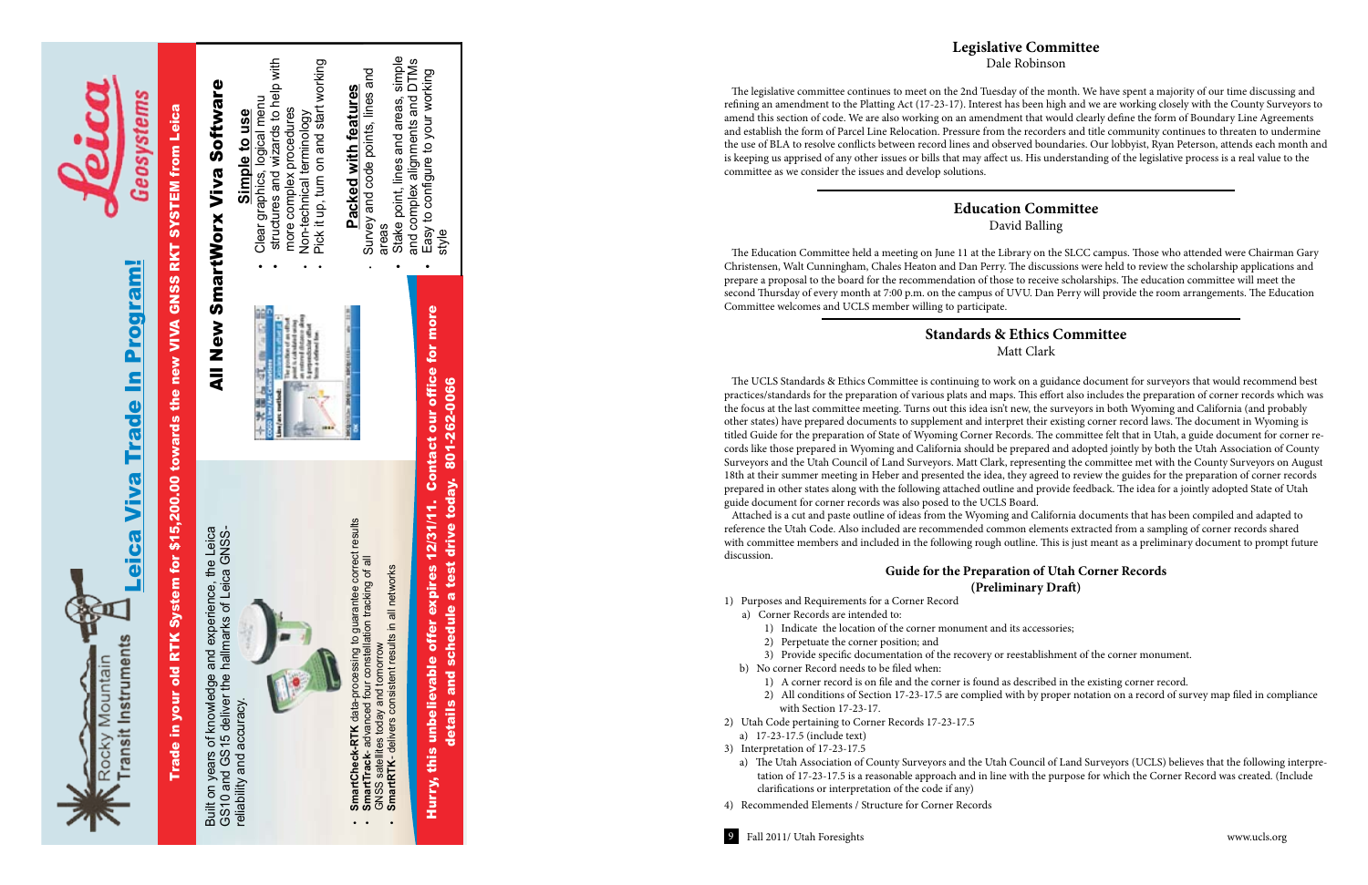## Leica Viva Trade In Program!

Rocky Mountain Transit Instruments

Leica Geosystems

**Trade in your old RTK System for $15,200.00 towards the new VIVA GNSS RKT SYSTEM from Leica**

Built on years of knowledge and experience, the Leica GS10 and GS15 deliver the hallmarks of Leica GNSS-reliability and accuracy.

- **SmartCheck-RTK** data-processing to guarantee correct results
- **SmartTrack**- advanced four constellation tracking of all GNSS satellites today and tomorrow
- **SmartRTK**- delivers consistent results in all networks

### All New SmartWorx Viva Software

**Simple to use**

- Clear graphics, logical menu structures and wizards to help with more complex procedures
- Non-technical terminology
- Pick it up, turn on and start working

**Packed with features**

- Survey and code points, lines and areas
- Stake point, lines and areas, simple and complex alignments and DTMs
- Easy to configure to your working style

**Hurry, this unbelievable offer expires 12/31/11. Contact our office for more details and schedule a test drive today. 801-262-0066**

## Legislative Committee

Dale Robinson

The legislative committee continues to meet on the 2nd Tuesday of the month. We have spent a majority of our time discussing and refining an amendment to the Platting Act (17-23-17). Interest has been high and we are working closely with the County Surveyors to amend this section of code. We are also working on an amendment that would clearly define the form of Boundary Line Agreements and establish the form of Parcel Line Relocation. Pressure from the recorders and title community continues to threaten to undermine the use of BLA to resolve conflicts between record lines and observed boundaries. Our lobbyist, Ryan Peterson, attends each month and is keeping us apprised of any other issues or bills that may affect us. His understanding of the legislative process is a real value to the committee as we consider the issues and develop solutions.

## Education Committee

David Balling

The Education Committee held a meeting on June 11 at the Library on the SLCC campus. Those who attended were Chairman Gary Christensen, Walt Cunningham, Chales Heaton and Dan Perry. The discussions were held to review the scholarship applications and prepare a proposal to the board for the recommendation of those to receive scholarships. The education committee will meet the second Thursday of every month at 7:00 p.m. on the campus of UVU. Dan Perry will provide the room arrangements. The Education Committee welcomes and UCLS member willing to participate.

## Standards & Ethics Committee

Matt Clark

The UCLS Standards & Ethics Committee is continuing to work on a guidance document for surveyors that would recommend best practices/standards for the preparation of various plats and maps. This effort also includes the preparation of corner records which was the focus at the last committee meeting. Turns out this idea isn't new, the surveyors in both Wyoming and California (and probably other states) have prepared documents to supplement and interpret their existing corner record laws. The document in Wyoming is titled Guide for the preparation of State of Wyoming Corner Records. The committee felt that in Utah, a guide document for corner records like those prepared in Wyoming and California should be prepared and adopted jointly by both the Utah Association of County Surveyors and the Utah Council of Land Surveyors. Matt Clark, representing the committee met with the County Surveyors on August 18th at their summer meeting in Heber and presented the idea, they agreed to review the guides for the preparation of corner records prepared in other states along with the following attached outline and provide feedback. The idea for a jointly adopted State of Utah guide document for corner records was also posed to the UCLS Board.

Attached is a cut and paste outline of ideas from the Wyoming and California documents that has been compiled and adapted to reference the Utah Code. Also included are recommended common elements extracted from a sampling of corner records shared with committee members and included in the following rough outline. This is just meant as a preliminary document to prompt future discussion.

### Guide for the Preparation of Utah Corner Records (Preliminary Draft)

1) Purposes and Requirements for a Corner Record
   a) Corner Records are intended to:
      1) Indicate the location of the corner monument and its accessories;
      2) Perpetuate the corner position; and
      3) Provide specific documentation of the recovery or reestablishment of the corner monument.
   b) No corner Record needs to be filed when:
      1) A corner record is on file and the corner is found as described in the existing corner record.
      2) All conditions of Section 17-23-17.5 are complied with by proper notation on a record of survey map filed in compliance with Section 17-23-17.
2) Utah Code pertaining to Corner Records 17-23-17.5
   a) 17-23-17.5 (include text)
3) Interpretation of 17-23-17.5
   a) The Utah Association of County Surveyors and the Utah Council of Land Surveyors (UCLS) believes that the following interpretation of 17-23-17.5 is a reasonable approach and in line with the purpose for which the Corner Record was created. (Include clarifications or interpretation of the code if any)
4) Recommended Elements / Structure for Corner Records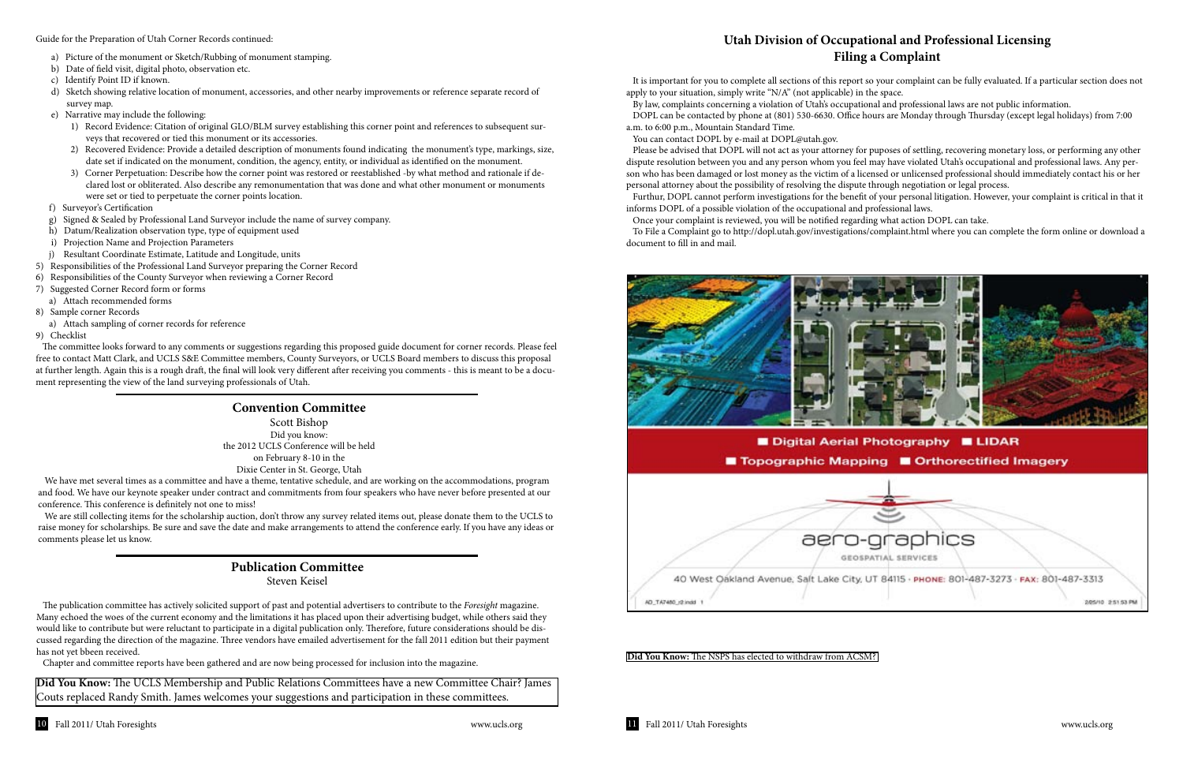Guide for the Preparation of Utah Corner Records continued:

a) Picture of the monument or Sketch/Rubbing of monument stamping.
b) Date of field visit, digital photo, observation etc.
c) Identify Point ID if known.
d) Sketch showing relative location of monument, accessories, and other nearby improvements or reference separate record of survey map.
e) Narrative may include the following:
    1) Record Evidence: Citation of original GLO/BLM survey establishing this corner point and references to subsequent surveys that recovered or tied this monument or its accessories.
    2) Recovered Evidence: Provide a detailed description of monuments found indicating the monument's type, markings, size, date set if indicated on the monument, condition, the agency, entity, or individual as identified on the monument.
    3) Corner Perpetuation: Describe how the corner point was restored or reestablished -by what method and rationale if declared lost or obliterated. Also describe any remonumentation that was done and what other monument or monuments were set or tied to perpetuate the corner points location.
f) Surveyor's Certification
g) Signed & Sealed by Professional Land Surveyor include the name of survey company.
h) Datum/Realization observation type, type of equipment used
i) Projection Name and Projection Parameters
j) Resultant Coordinate Estimate, Latitude and Longitude, units

5) Responsibilities of the Professional Land Surveyor preparing the Corner Record
6) Responsibilities of the County Surveyor when reviewing a Corner Record
7) Suggested Corner Record form or forms
    a) Attach recommended forms
8) Sample corner Records
    a) Attach sampling of corner records for reference
9) Checklist

The committee looks forward to any comments or suggestions regarding this proposed guide document for corner records. Please feel free to contact Matt Clark, and UCLS S&E Committee members, County Surveyors, or UCLS Board members to discuss this proposal at further length. Again this is a rough draft, the final will look very different after receiving you comments - this is meant to be a document representing the view of the land surveying professionals of Utah.

## Convention Committee

Scott Bishop

Did you know:
the 2012 UCLS Conference will be held
on February 8-10 in the
Dixie Center in St. George, Utah

We have met several times as a committee and have a theme, tentative schedule, and are working on the accommodations, program and food. We have our keynote speaker under contract and commitments from four speakers who have never before presented at our conference. This conference is definitely not one to miss!

We are still collecting items for the scholarship auction, don't throw any survey related items out, please donate them to the UCLS to raise money for scholarships. Be sure and save the date and make arrangements to attend the conference early. If you have any ideas or comments please let us know.

## Publication Committee

Steven Keisel

The publication committee has actively solicited support of past and potential advertisers to contribute to the *Foresight* magazine. Many echoed the woes of the current economy and the limitations it has placed upon their advertising budget, while others said they would like to contribute but were reluctant to participate in a digital publication only. Therefore, future considerations should be discussed regarding the direction of the magazine. Three vendors have emailed advertisement for the fall 2011 edition but their payment has not yet bbeen received.

Chapter and committee reports have been gathered and are now being processed for inclusion into the magazine.

**Did You Know:** The UCLS Membership and Public Relations Committees have a new Committee Chair? James Couts replaced Randy Smith. James welcomes your suggestions and participation in these committees.

## Utah Division of Occupational and Professional Licensing Filing a Complaint

It is important for you to complete all sections of this report so your complaint can be fully evaluated. If a particular section does not apply to your situation, simply write "N/A" (not applicable) in the space.

By law, complaints concerning a violation of Utah's occupational and professional laws are not public information.

DOPL can be contacted by phone at (801) 530-6630. Office hours are Monday through Thursday (except legal holidays) from 7:00 a.m. to 6:00 p.m., Mountain Standard Time.

You can contact DOPL by e-mail at DOPL@utah.gov.

Please be advised that DOPL will not act as your attorney for puposes of settling, recovering monetary loss, or performing any other dispute resolution between you and any person whom you feel may have violated Utah's occupational and professional laws. Any person who has been damaged or lost money as the victim of a licensed or unlicensed professional should immediately contact his or her personal attorney about the possibility of resolving the dispute through negotiation or legal process.

Furthur, DOPL cannot perform investigations for the benefit of your personal litigation. However, your complaint is critical in that it informs DOPL of a possible violation of the occupational and professional laws.

Once your complaint is reviewed, you will be notified regarding what action DOPL can take.

To File a Complaint go to http://dopl.utah.gov/investigations/complaint.html where you can complete the form online or download a document to fill in and mail.

**Did You Know:** The NSPS has elected to withdraw from ACSM?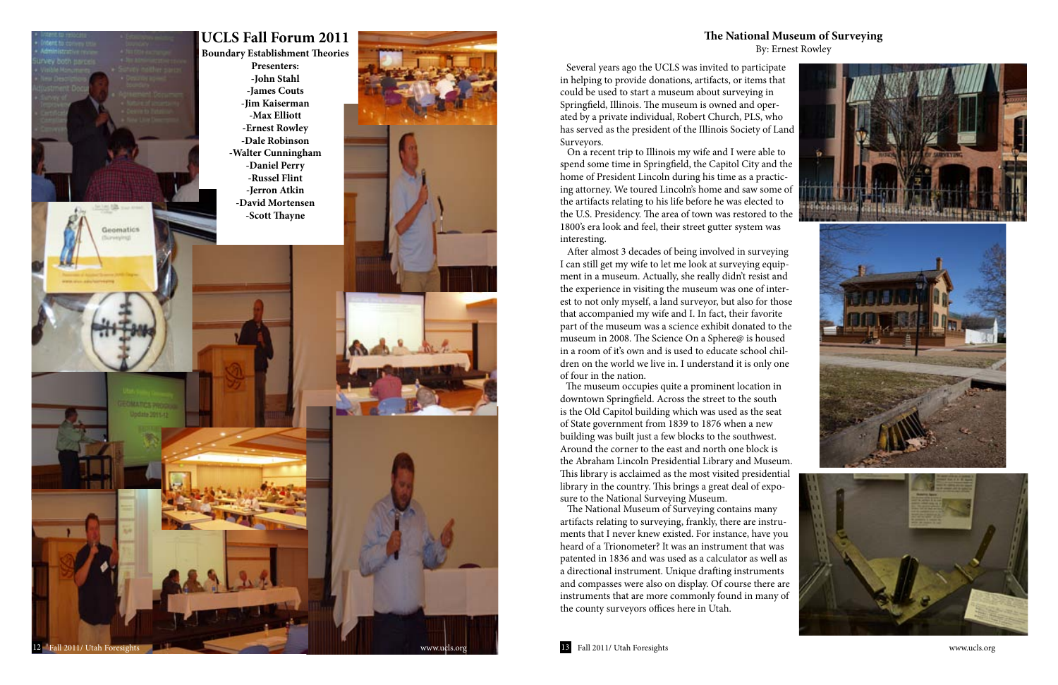# UCLS Fall Forum 2011

**Boundary Establishment Theories**

**Presenters:**

**-John Stahl**
**-James Couts**
**-Jim Kaiserman**
**-Max Elliott**
**-Ernest Rowley**
**-Dale Robinson**
**-Walter Cunningham**
**-Daniel Perry**
**-Russel Flint**
**-Jerron Atkin**
**-David Mortensen**
**-Scott Thayne**

## The National Museum of Surveying

By: Ernest Rowley

Several years ago the UCLS was invited to participate in helping to provide donations, artifacts, or items that could be used to start a museum about surveying in Springfield, Illinois. The museum is owned and operated by a private individual, Robert Church, PLS, who has served as the president of the Illinois Society of Land Surveyors.

On a recent trip to Illinois my wife and I were able to spend some time in Springfield, the Capitol City and the home of President Lincoln during his time as a practicing attorney. We toured Lincoln's home and saw some of the artifacts relating to his life before he was elected to the U.S. Presidency. The area of town was restored to the 1800's era look and feel, their street gutter system was interesting.

After almost 3 decades of being involved in surveying I can still get my wife to let me look at surveying equipment in a museum. Actually, she really didn't resist and the experience in visiting the museum was one of interest to not only myself, a land surveyor, but also for those that accompanied my wife and I. In fact, their favorite part of the museum was a science exhibit donated to the museum in 2008. The Science On a Sphere@ is housed in a room of it's own and is used to educate school children on the world we live in. I understand it is only one of four in the nation.

The museum occupies quite a prominent location in downtown Springfield. Across the street to the south is the Old Capitol building which was used as the seat of State government from 1839 to 1876 when a new building was built just a few blocks to the southwest. Around the corner to the east and north one block is the Abraham Lincoln Presidential Library and Museum. This library is acclaimed as the most visited presidential library in the country. This brings a great deal of exposure to the National Surveying Museum.

The National Museum of Surveying contains many artifacts relating to surveying, frankly, there are instruments that I never knew existed. For instance, have you heard of a Trionometer? It was an instrument that was patented in 1836 and was used as a calculator as well as a directional instrument. Unique drafting instruments and compasses were also on display. Of course there are instruments that are more commonly found in many of the county surveyors offices here in Utah.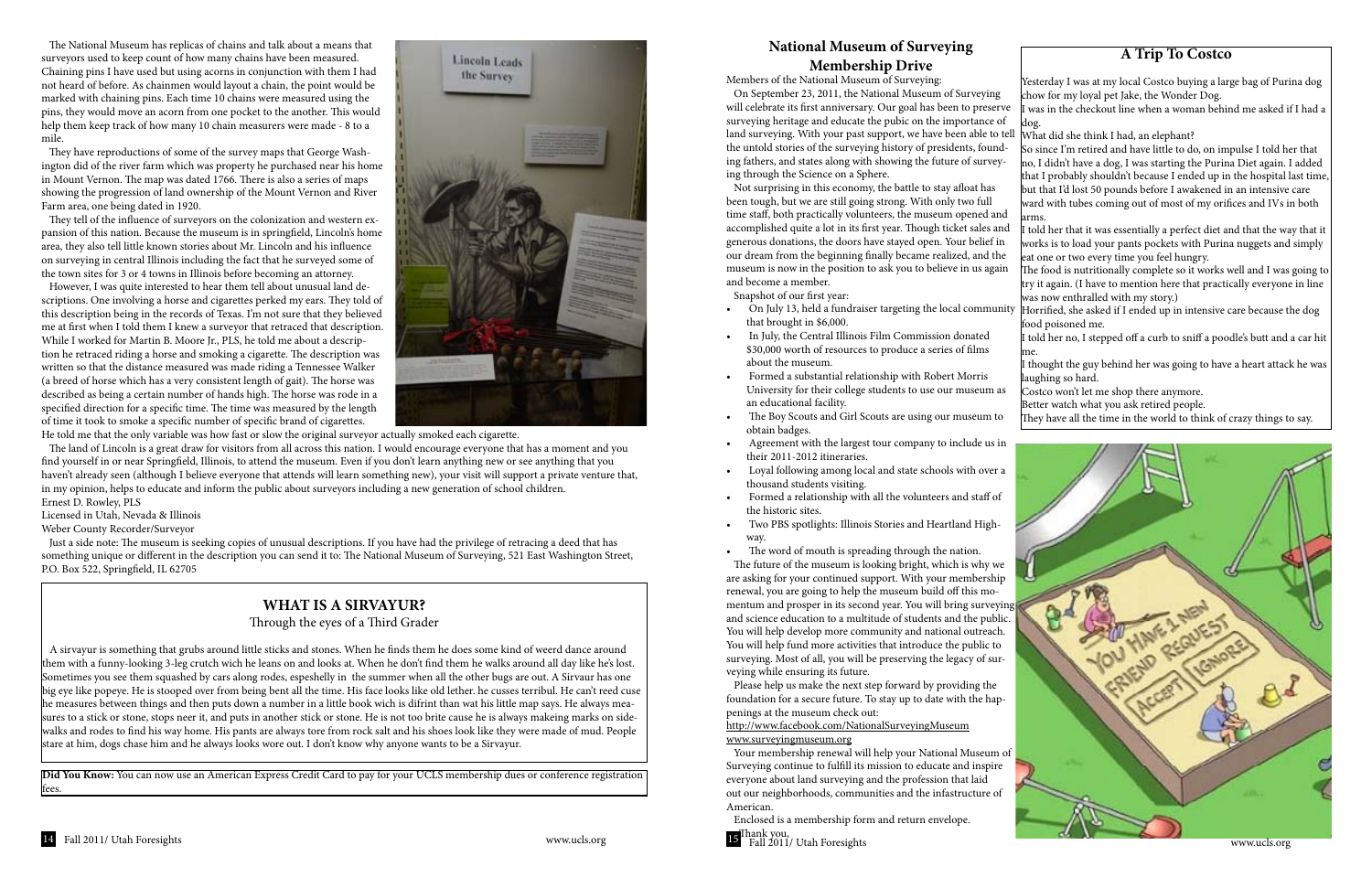The National Museum has replicas of chains and talk about a means that surveyors used to keep count of how many chains have been measured. Chaining pins I have used but using acorns in conjunction with them I had not heard of before. As chainmen would layout a chain, the point would be marked with chaining pins. Each time 10 chains were measured using the pins, they would move an acorn from one pocket to the another. This would help them keep track of how many 10 chain measurers were made - 8 to a mile.

They have reproductions of some of the survey maps that George Washington did of the river farm which was property he purchased near his home in Mount Vernon. The map was dated 1766. There is also a series of maps showing the progression of land ownership of the Mount Vernon and River Farm area, one being dated in 1920.

They tell of the influence of surveyors on the colonization and western expansion of this nation. Because the museum is in springfield, Lincoln's home area, they also tell little known stories about Mr. Lincoln and his influence on surveying in central Illinois including the fact that he surveyed some of the town sites for 3 or 4 towns in Illinois before becoming an attorney.

However, I was quite interested to hear them tell about unusual land descriptions. One involving a horse and cigarettes perked my ears. They told of this description being in the records of Texas. I'm not sure that they believed me at first when I told them I knew a surveyor that retraced that description. While I worked for Martin B. Moore Jr., PLS, he told me about a description he retraced riding a horse and smoking a cigarette. The description was written so that the distance measured was made riding a Tennessee Walker (a breed of horse which has a very consistent length of gait). The horse was described as being a certain number of hands high. The horse was rode in a specified direction for a specific time. The time was measured by the length of time it took to smoke a specific number of specific brand of cigarettes. He told me that the only variable was how fast or slow the original surveyor actually smoked each cigarette.

The land of Lincoln is a great draw for visitors from all across this nation. I would encourage everyone that has a moment and you find yourself in or near Springfield, Illinois, to attend the museum. Even if you don't learn anything new or see anything that you haven't already seen (although I believe everyone that attends will learn something new), your visit will support a private venture that, in my opinion, helps to educate and inform the public about surveyors including a new generation of school children.

Ernest D. Rowley, PLS
Licensed in Utah, Nevada & Illinois
Weber County Recorder/Surveyor

Just a side note: The museum is seeking copies of unusual descriptions. If you have had the privilege of retracing a deed that has something unique or different in the description you can send it to: The National Museum of Surveying, 521 East Washington Street, P.O. Box 522, Springfield, IL 62705

## WHAT IS A SIRVAYUR?

Through the eyes of a Third Grader

A sirvayur is something that grubs around little sticks and stones. When he finds them he does some kind of weerd dance around them with a funny-looking 3-leg crutch wich he leans on and looks at. When he don't find them he walks around all day like he's lost. Sometimes you see them squashed by cars along rodes, espeshelly in the summer when all the other bugs are out. A Sirvaur has one big eye like popeye. He is stooped over from being bent all the time. His face looks like old lether. he cusses terribul. He can't reed cuse he measures between things and then puts down a number in a little book wich is difrint than wat his little map says. He always measures to a stick or stone, stops neer it, and puts in another stick or stone. He is not too brite cause he is always makeing marks on sidewalks and rodes to find his way home. His pants are always tore from rock salt and his shoes look like they were made of mud. People stare at him, dogs chase him and he always looks wore out. I don't know why anyone wants to be a Sirvayur.

**Did You Know:** You can now use an American Express Credit Card to pay for your UCLS membership dues or conference registration fees.

## National Museum of Surveying Membership Drive

Members of the National Museum of Surveying:

On September 23, 2011, the National Museum of Surveying will celebrate its first anniversary. Our goal has been to preserve surveying heritage and educate the pubic on the importance of land surveying. With your past support, we have been able to tell the untold stories of the surveying history of presidents, founding fathers, and states along with showing the future of surveying through the Science on a Sphere.

Not surprising in this economy, the battle to stay afloat has been tough, but we are still going strong. With only two full time staff, both practically volunteers, the museum opened and accomplished quite a lot in its first year. Though ticket sales and generous donations, the doors have stayed open. Your belief in our dream from the beginning finally became realized, and the museum is now in the position to ask you to believe in us again and become a member.

Snapshot of our first year:

- On July 13, held a fundraiser targeting the local community that brought in $6,000.
- In July, the Central Illinois Film Commission donated $30,000 worth of resources to produce a series of films about the museum.
- Formed a substantial relationship with Robert Morris University for their college students to use our museum as an educational facility.
- The Boy Scouts and Girl Scouts are using our museum to obtain badges.
- Agreement with the largest tour company to include us in their 2011-2012 itineraries.
- Loyal following among local and state schools with over a thousand students visiting.
- Formed a relationship with all the volunteers and staff of the historic sites.
- Two PBS spotlights: Illinois Stories and Heartland Highway.
- The word of mouth is spreading through the nation.

The future of the museum is looking bright, which is why we are asking for your continued support. With your membership renewal, you are going to help the museum build off this momentum and prosper in its second year. You will bring surveying and science education to a multitude of students and the public. You will help develop more community and national outreach. You will help fund more activities that introduce the public to surveying. Most of all, you will be preserving the legacy of surveying while ensuring its future.

Please help us make the next step forward by providing the foundation for a secure future. To stay up to date with the happenings at the museum check out:

http://www.facebook.com/NationalSurveyingMuseum
www.surveyingmuseum.org

Your membership renewal will help your National Museum of Surveying continue to fulfill its mission to educate and inspire everyone about land surveying and the profession that laid out our neighborhoods, communities and the infastructure of American.

Enclosed is a membership form and return envelope.

Thank you,

## A Trip To Costco

Yesterday I was at my local Costco buying a large bag of Purina dog chow for my loyal pet Jake, the Wonder Dog.

I was in the checkout line when a woman behind me asked if I had a dog.

What did she think I had, an elephant?

So since I'm retired and have little to do, on impulse I told her that no, I didn't have a dog, I was starting the Purina Diet again. I added that I probably shouldn't because I ended up in the hospital last time, but that I'd lost 50 pounds before I awakened in an intensive care ward with tubes coming out of most of my orifices and IVs in both arms.

I told her that it was essentially a perfect diet and that the way that it works is to load your pants pockets with Purina nuggets and simply eat one or two every time you feel hungry.

The food is nutritionally complete so it works well and I was going to try it again. (I have to mention here that practically everyone in line was now enthralled with my story.)

Horrified, she asked if I ended up in intensive care because the dog food poisoned me.

I told her no, I stepped off a curb to sniff a poodle's butt and a car hit me.

I thought the guy behind her was going to have a heart attack he was laughing so hard.

Costco won't let me shop there anymore.

Better watch what you ask retired people.

They have all the time in the world to think of crazy things to say.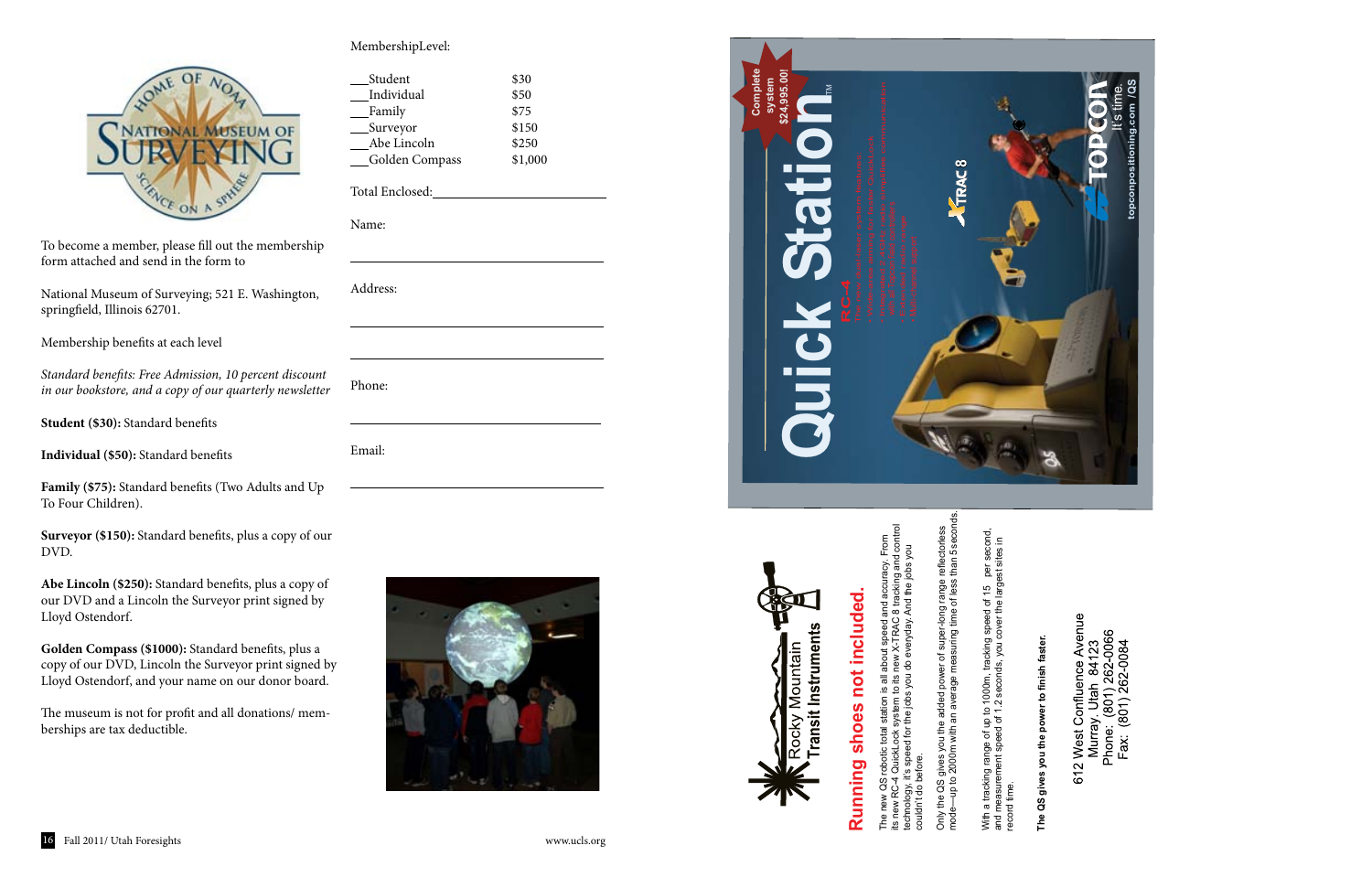To become a member, please fill out the membership form attached and send in the form to

National Museum of Surveying; 521 E. Washington, springfield, Illinois 62701.

Membership benefits at each level

*Standard benefits: Free Admission, 10 percent discount in our bookstore, and a copy of our quarterly newsletter*

**Student ($30):** Standard benefits

**Individual ($50):** Standard benefits

**Family ($75):** Standard benefits (Two Adults and Up To Four Children).

**Surveyor ($150):** Standard benefits, plus a copy of our DVD.

**Abe Lincoln ($250):** Standard benefits, plus a copy of our DVD and a Lincoln the Surveyor print signed by Lloyd Ostendorf.

**Golden Compass ($1000):** Standard benefits, plus a copy of our DVD, Lincoln the Surveyor print signed by Lloyd Ostendorf, and your name on our donor board.

The museum is not for profit and all donations/ memberships are tax deductible.

MembershipLevel:

| | |
|---|---|
| ___Student | $30 |
| ___Individual | $50 |
| ___Family | $75 |
| ___Surveyor | $150 |
| ___Abe Lincoln | $250 |
| ___Golden Compass | $1,000 |

Total Enclosed:______________________

Name:

______________________

Address:

______________________

______________________

Phone:

______________________

Email:

______________________

# Running shoes not included.

The new QS robotic total station is all about speed and accuracy. From its new RC-4 QuickLock system to its new X-TRAC 8 tracking and control technology, it's speed for the jobs you do everyday. And the jobs you couldn't do before.

Only the QS gives you the added power of super-long range reflectorless mode—up to 2000m with an average measuring time of less than 5 seconds.

With a tracking range of up to 1000m, tracking speed of 15° per second, and measurement speed of 1.2 seconds, you cover the largest sites in record time.

**The QS gives you the power to finish faster.**

Rocky Mountain Transit Instruments

612 West Confluence Avenue
Murray, Utah 84123
Phone: (801) 262-0066
Fax: (801) 262-0084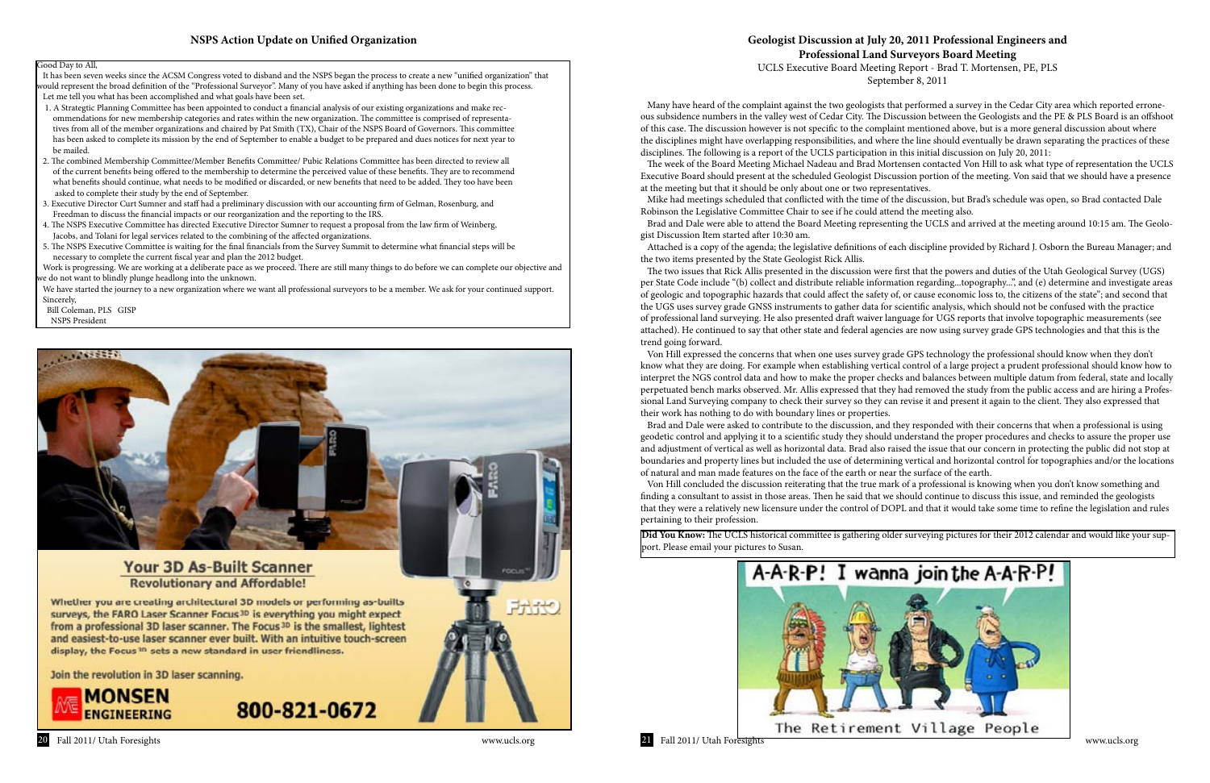## NSPS Action Update on Unified Organization

Good Day to All,

It has been seven weeks since the ACSM Congress voted to disband and the NSPS began the process to create a new "unified organization" that would represent the broad definition of the "Professional Surveyor". Many of you have asked if anything has been done to begin this process.

Let me tell you what has been accomplished and what goals have been set.

1. A Strategic Planning Committee has been appointed to conduct a financial analysis of our existing organizations and make recommendations for new membership categories and rates within the new organization. The committee is comprised of representatives from all of the member organizations and chaired by Pat Smith (TX), Chair of the NSPS Board of Governors. This committee has been asked to complete its mission by the end of September to enable a budget to be prepared and dues notices for next year to be mailed.
2. The combined Membership Committee/Member Benefits Committee/ Pubic Relations Committee has been directed to review all of the current benefits being offered to the membership to determine the perceived value of these benefits. They are to recommend what benefits should continue, what needs to be modified or discarded, or new benefits that need to be added. They too have been asked to complete their study by the end of September.
3. Executive Director Curt Sumner and staff had a preliminary discussion with our accounting firm of Gelman, Rosenburg, and Freedman to discuss the financial impacts or our reorganization and the reporting to the IRS.
4. The NSPS Executive Committee has directed Executive Director Sumner to request a proposal from the law firm of Weinberg, Jacobs, and Tolani for legal services related to the combining of the affected organizations.
5. The NSPS Executive Committee is waiting for the final financials from the Survey Summit to determine what financial steps will be necessary to complete the current fiscal year and plan the 2012 budget.

Work is progressing. We are working at a deliberate pace as we proceed. There are still many things to do before we can complete our objective and we do not want to blindly plunge headlong into the unknown.

We have started the journey to a new organization where we want all professional surveyors to be a member. We ask for your continued support.

Sincerely,

Bill Coleman, PLS GISP

NSPS President

**Your 3D As-Built Scanner**

**Revolutionary and Affordable!**

Whether you are creating architectural 3D models or performing as-builts surveys, the FARO Laser Scanner Focus3D is everything you might expect from a professional 3D laser scanner. The Focus3D is the smallest, lightest and easiest-to-use laser scanner ever built. With an intuitive touch-screen display, the Focus3D sets a new standard in user friendliness.

Join the revolution in 3D laser scanning.

MONSEN ENGINEERING 800-821-0672

## Geologist Discussion at July 20, 2011 Professional Engineers and Professional Land Surveyors Board Meeting

UCLS Executive Board Meeting Report - Brad T. Mortensen, PE, PLS

September 8, 2011

Many have heard of the complaint against the two geologists that performed a survey in the Cedar City area which reported erroneous subsidence numbers in the valley west of Cedar City. The Discussion between the Geologists and the PE & PLS Board is an offshoot of this case. The discussion however is not specific to the complaint mentioned above, but is a more general discussion about where the disciplines might have overlapping responsibilities, and where the line should eventually be drawn separating the practices of these disciplines. The following is a report of the UCLS participation in this initial discussion on July 20, 2011:

The week of the Board Meeting Michael Nadeau and Brad Mortensen contacted Von Hill to ask what type of representation the UCLS Executive Board should present at the scheduled Geologist Discussion portion of the meeting. Von said that we should have a presence at the meeting but that it should be only about one or two representatives.

Mike had meetings scheduled that conflicted with the time of the discussion, but Brad's schedule was open, so Brad contacted Dale Robinson the Legislative Committee Chair to see if he could attend the meeting also.

Brad and Dale were able to attend the Board Meeting representing the UCLS and arrived at the meeting around 10:15 am. The Geologist Discussion Item started after 10:30 am.

Attached is a copy of the agenda; the legislative definitions of each discipline provided by Richard J. Osborn the Bureau Manager; and the two items presented by the State Geologist Rick Allis.

The two issues that Rick Allis presented in the discussion were first that the powers and duties of the Utah Geological Survey (UGS) per State Code include "(b) collect and distribute reliable information regarding...topography..."; and (e) determine and investigate areas of geologic and topographic hazards that could affect the safety of, or cause economic loss to, the citizens of the state"; and second that the UGS uses survey grade GNSS instruments to gather data for scientific analysis, which should not be confused with the practice of professional land surveying. He also presented draft waiver language for UGS reports that involve topographic measurements (see attached). He continued to say that other state and federal agencies are now using survey grade GPS technologies and that this is the trend going forward.

Von Hill expressed the concerns that when one uses survey grade GPS technology the professional should know when they don't know what they are doing. For example when establishing vertical control of a large project a prudent professional should know how to interpret the NGS control data and how to make the proper checks and balances between multiple datum from federal, state and locally perpetuated bench marks observed. Mr. Allis expressed that they had removed the study from the public access and are hiring a Professional Land Surveying company to check their survey so they can revise it and present it again to the client. They also expressed that their work has nothing to do with boundary lines or properties.

Brad and Dale were asked to contribute to the discussion, and they responded with their concerns that when a professional is using geodetic control and applying it to a scientific study they should understand the proper procedures and checks to assure the proper use and adjustment of vertical as well as horizontal data. Brad also raised the issue that our concern in protecting the public did not stop at boundaries and property lines but included the use of determining vertical and horizontal control for topographies and/or the locations of natural and man made features on the face of the earth or near the surface of the earth.

Von Hill concluded the discussion reiterating that the true mark of a professional is knowing when you don't know something and finding a consultant to assist in those areas. Then he said that we should continue to discuss this issue, and reminded the geologists that they were a relatively new licensure under the control of DOPL and that it would take some time to refine the legislation and rules pertaining to their profession.

**Did You Know:** The UCLS historical committee is gathering older surveying pictures for their 2012 calendar and would like your support. Please email your pictures to Susan.

A-A-R-P! I wanna join the A-A-R-P!

The Retirement Village People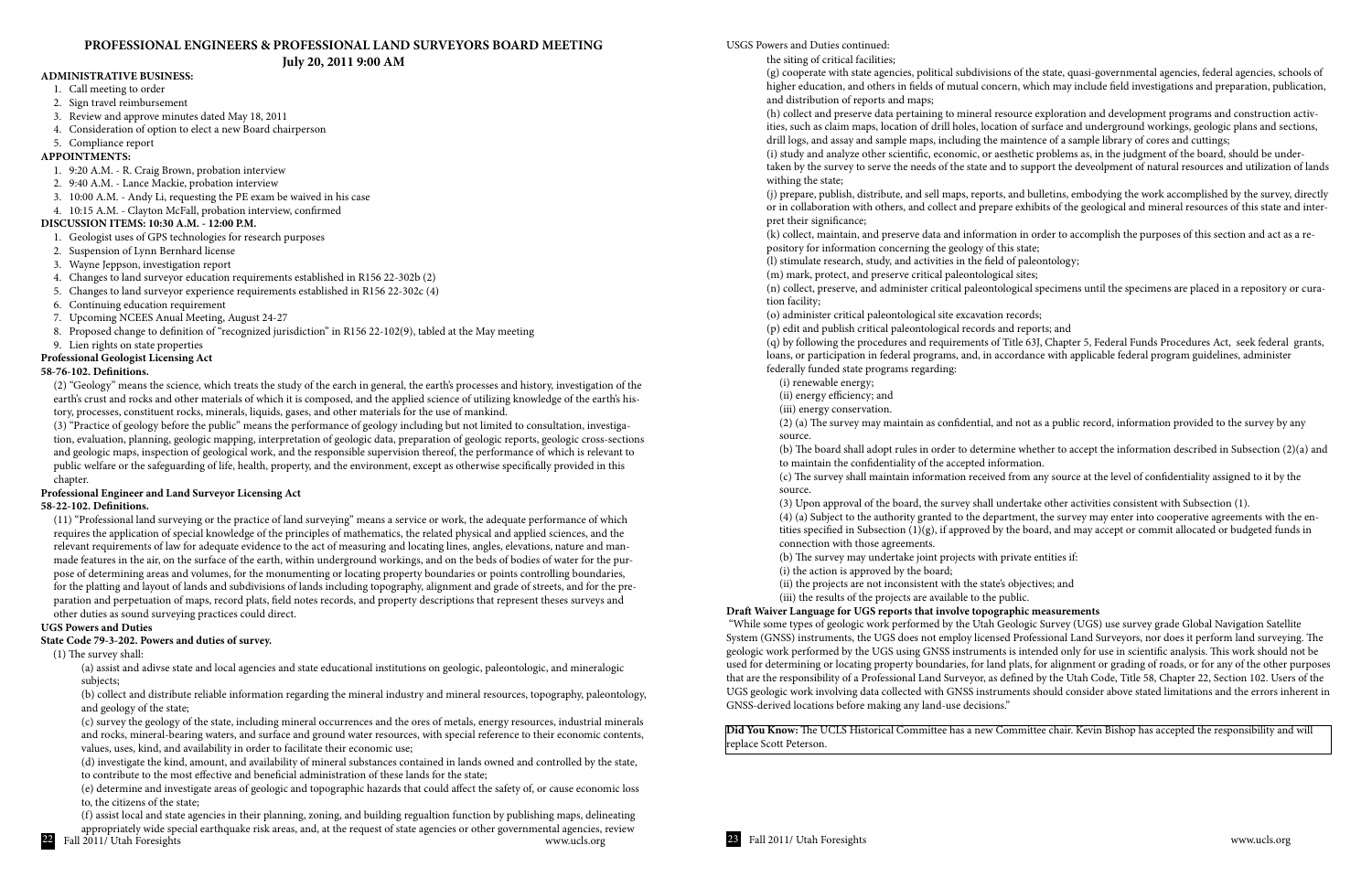## PROFESSIONAL ENGINEERS & PROFESSIONAL LAND SURVEYORS BOARD MEETING

**July 20, 2011 9:00 AM**

**ADMINISTRATIVE BUSINESS:**

1. Call meeting to order
2. Sign travel reimbursement
3. Review and approve minutes dated May 18, 2011
4. Consideration of option to elect a new Board chairperson
5. Compliance report

**APPOINTMENTS:**

1. 9:20 A.M. - R. Craig Brown, probation interview
2. 9:40 A.M. - Lance Mackie, probation interview
3. 10:00 A.M. - Andy Li, requesting the PE exam be waived in his case
4. 10:15 A.M. - Clayton McFall, probation interview, confirmed

**DISCUSSION ITEMS: 10:30 A.M. - 12:00 P.M.**

1. Geologist uses of GPS technologies for research purposes
2. Suspension of Lynn Bernhard license
3. Wayne Jeppson, investigation report
4. Changes to land surveyor education requirements established in R156 22-302b (2)
5. Changes to land surveyor experience requirements established in R156 22-302c (4)
6. Continuing education requirement
7. Upcoming NCEES Anual Meeting, August 24-27
8. Proposed change to definition of "recognized jurisdiction" in R156 22-102(9), tabled at the May meeting
9. Lien rights on state properties

**Professional Geologist Licensing Act**

**58-76-102. Definitions.**

(2) "Geology" means the science, which treats the study of the earch in general, the earth's processes and history, investigation of the earth's crust and rocks and other materials of which it is composed, and the applied science of utilizing knowledge of the earth's history, processes, constituent rocks, minerals, liquids, gases, and other materials for the use of mankind.

(3) "Practice of geology before the public" means the performance of geology including but not limited to consultation, investigation, evaluation, planning, geologic mapping, interpretation of geologic data, preparation of geologic reports, geologic cross-sections and geologic maps, inspection of geological work, and the responsible supervision thereof, the performance of which is relevant to public welfare or the safeguarding of life, health, property, and the environment, except as otherwise specifically provided in this chapter.

**Professional Engineer and Land Surveyor Licensing Act**

**58-22-102. Definitions.**

(11) "Professional land surveying or the practice of land surveying" means a service or work, the adequate performance of which requires the application of special knowledge of the principles of mathematics, the related physical and applied sciences, and the relevant requirements of law for adequate evidence to the act of measuring and locating lines, angles, elevations, nature and manmade features in the air, on the surface of the earth, within underground workings, and on the beds of bodies of water for the purpose of determining areas and volumes, for the monumenting or locating property boundaries or points controlling boundaries, for the platting and layout of lands and subdivisions of lands including topography, alignment and grade of streets, and for the preparation and perpetuation of maps, record plats, field notes records, and property descriptions that represent theses surveys and other duties as sound surveying practices could direct.

**UGS Powers and Duties**

**State Code 79-3-202. Powers and duties of survey.**

(1) The survey shall:

(a) assist and adivse state and local agencies and state educational institutions on geologic, paleontologic, and mineralogic subjects;

(b) collect and distribute reliable information regarding the mineral industry and mineral resources, topography, paleontology, and geology of the state;

(c) survey the geology of the state, including mineral occurrences and the ores of metals, energy resources, industrial minerals and rocks, mineral-bearing waters, and surface and ground water resources, with special reference to their economic contents, values, uses, kind, and availability in order to facilitate their economic use;

(d) investigate the kind, amount, and availability of mineral substances contained in lands owned and controlled by the state, to contribute to the most effective and beneficial administration of these lands for the state;

(e) determine and investigate areas of geologic and topographic hazards that could affect the safety of, or cause economic loss to, the citizens of the state;

(f) assist local and state agencies in their planning, zoning, and building regualtion function by publishing maps, delineating appropriately wide special earthquake risk areas, and, at the request of state agencies or other governmental agencies, review the siting of critical facilities;

(g) cooperate with state agencies, political subdivisions of the state, quasi-governmental agencies, federal agencies, schools of higher education, and others in fields of mutual concern, which may include field investigations and preparation, publication, and distribution of reports and maps;

(h) collect and preserve data pertaining to mineral resource exploration and development programs and construction activities, such as claim maps, location of drill holes, location of surface and underground workings, geologic plans and sections, drill logs, and assay and sample maps, including the maintence of a sample library of cores and cuttings;

(i) study and analyze other scientific, economic, or aesthetic problems as, in the judgment of the board, should be undertaken by the survey to serve the needs of the state and to support the deveolpment of natural resources and utilization of lands withing the state;

(j) prepare, publish, distribute, and sell maps, reports, and bulletins, embodying the work accomplished by the survey, directly or in collaboration with others, and collect and prepare exhibits of the geological and mineral resources of this state and interpret their significance;

(k) collect, maintain, and preserve data and information in order to accomplish the purposes of this section and act as a repository for information concerning the geology of this state;

(l) stimulate research, study, and activities in the field of paleontology;

(m) mark, protect, and preserve critical paleontological sites;

(n) collect, preserve, and administer critical paleontological specimens until the specimens are placed in a repository or curation facility;

(o) administer critical paleontological site excavation records;

(p) edit and publish critical paleontological records and reports; and

(q) by following the procedures and requirements of Title 63J, Chapter 5, Federal Funds Procedures Act, seek federal grants, loans, or participation in federal programs, and, in accordance with applicable federal program guidelines, administer federally funded state programs regarding:

(i) renewable energy;

(ii) energy efficiency; and

(iii) energy conservation.

(2) (a) The survey may maintain as confidential, and not as a public record, information provided to the survey by any source.

(b) The board shall adopt rules in order to determine whether to accept the information described in Subsection (2)(a) and to maintain the confidentiality of the accepted information.

(c) The survey shall maintain information received from any source at the level of confidentiality assigned to it by the source.

(3) Upon approval of the board, the survey shall undertake other activities consistent with Subsection (1).

(4) (a) Subject to the authority granted to the department, the survey may enter into cooperative agreements with the entities specified in Subsection (1)(g), if approved by the board, and may accept or commit allocated or budgeted funds in connection with those agreements.

(b) The survey may undertake joint projects with private entities if:

(i) the action is approved by the board;

(ii) the projects are not inconsistent with the state's objectives; and

(iii) the results of the projects are available to the public.

**Draft Waiver Language for UGS reports that involve topographic measurements**

"While some types of geologic work performed by the Utah Geologic Survey (UGS) use survey grade Global Navigation Satellite System (GNSS) instruments, the UGS does not employ licensed Professional Land Surveyors, nor does it perform land surveying. The geologic work performed by the UGS using GNSS instruments is intended only for use in scientific analysis. This work should not be used for determining or locating property boundaries, for land plats, for alignment or grading of roads, or for any of the other purposes that are the responsibility of a Professional Land Surveyor, as defined by the Utah Code, Title 58, Chapter 22, Section 102. Users of the UGS geologic work involving data collected with GNSS instruments should consider above stated limitations and the errors inherent in GNSS-derived locations before making any land-use decisions."

**Did You Know:** The UCLS Historical Committee has a new Committee chair. Kevin Bishop has accepted the responsibility and will replace Scott Peterson.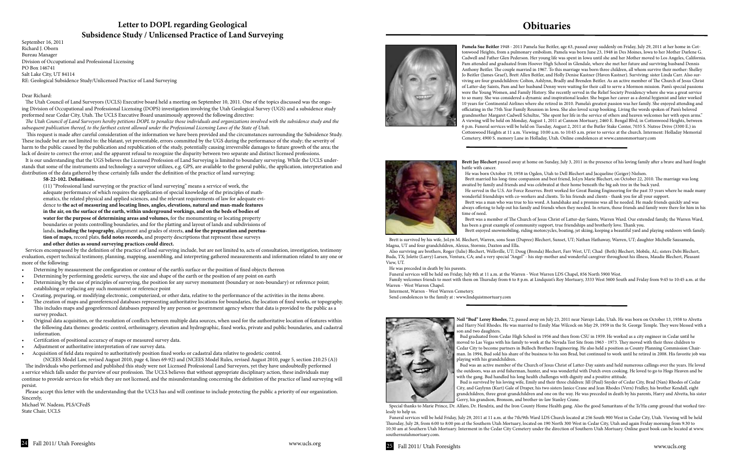## Letter to DOPL regarding Geological Subsidence Study / Unlicensed Practice of Land Surveying

September 16, 2011
Richard J. Oborn
Bureau Manager
Division of Occupational and Professional Licensing
PO Box 146741
Salt Lake City, UT 84114
RE: Geological Subsidence Study/Unlicensed Practice of Land Surveying

Dear Richard:

The Utah Council of Land Surveyors (UCLS) Executive board held a meeting on September 10, 2011. One of the topics discussed was the ongoing Division of Occupational and Professional Licensing (DOPS) investigation involving the Utah Geological Survey (UGS) and a subsidence study preformed near Cedar City, Utah. The UCLS Executive Board unanimously approved the following directive:

*The Utah Council of Land Surveyors hereby petitions DOPL to penalize those individuals and organizations involved with the subsidence study and the subsequent publication thereof, to the farthest extent allowed under the Professional Licensing Laws of the State of Utah.*

This request is made after careful consideration of the information we have been provided and the circumstances surrounding the Subsidence Study. These include but are not limited to: the blatant, yet preventable, errors committed by the UGS during the performance of the study; the severity of harm to the public caused by the publication and republication of the study, potentially causing irreversible damages to future growth of the area; the lack of desire to correct the error; and the apparent refusal to recognize the disparity between two separate and distinct licensed professions.

It is our understanding that the UGS believes the Licensed Profession of Land Surveying is limited to boundary surveying. While the UCLS understands that some of the instruments and technology a surveyor utilizes, e.g. GPS, are available to the general public, the application, interpretation and distribution of the data gathered by these certainly falls under the definition of the practice of land surveying:

**58-22-102. Definitions.**

(11) "Professional land surveying or the practice of land surveying" means a service of work, the adequate performance of which requires the application of special knowledge of the principles of mathematics, the related physical and applied sciences, and the relevant requirements of law for adequate evidence to **the act of measuring and locating lines, angles, elevations, natural and man-made features in the air, on the surface of the earth, within underground workings, and on the beds of bodies of water for the purpose of determining areas and volumes,** for the monumenting or locating property boundaries or points controlling boundaries, and for the platting and layout of lands and subdivisions of lands, **including the topography,** alignment and grades of streets, **and for the preparation and perpetuation of maps,** record plats, **field notes records,** and property descriptions that represent these surveys **and other duties as sound surveying practices could direct.**

Services encompassed by the definition of the practice of land surveying include, but are not limited to, acts of consultation, investigation, testimony evaluation, expert technical testimony, planning, mapping, assembling, and interpreting gathered measurements and information related to any one or more of the following:

- Determing by measurement the configuration or contour of the earth's surface or the position of fixed objects thereon
- Determining by performing geodetic surveys, the size and shape of the earth or the position of any point on earth
- Determining by the use of principles of surveying, the position for any survey monument (boundary or non-boundary) or reference point; establishing or replacing any such monument or reference point
- Creating, preparing, or modifying electronic, computerized, or other data, relative to the performance of the activities in the items above.
- The creation of maps and georeferenced databases representing authoritative locations for boundaries, the location of fixed works, or topography. This includes maps and geogreferenced databases prepared by any person or government agency where that data is provided to the public as a survey product.
- Original data acquisition, or the resolution of conflicts between multiple data sources, when used for the authoritative location of features within the following data themes: geodetic control, orthoimagery, elevation and hydrographic, fixed works, private and public boundaries, and cadastral information.
- Certifcation of positional accuracy of maps or measured survey data.
- Adjustment or authoritative interpretation of raw survey data.
- Acquisition of field data required to authoritatively position fixed works or cadastral data relative to geodetic control.

(NCEES Model Law, revised August 2010, page 4, lines 69-92) and (NCEES Model Rules, revised August 2010, page 5, section 210.25 (A))

The individuals who performed and published this study were not Licensed Professional Land Surveyors, yet they have undoubtedly performed a service which falls under the purview of our profession. The UCLS believes that without appropriate disciplinary action, these individuals may continue to provide services for which they are not licensed, and the misunderstanding concerning the definition of the practice of land surveying will persist.

Please accept this letter with the understanding that the UCLS has and will continue to include protecting the public a priority of our organization.

Sincerely,

Michael W. Nadeau, PLS/CFedS
State Chair, UCLS

# Obituaries

**Pamela Sue Beitler** 1948 - 2011 Pamela Sue Beitler, age 63, passed away suddenly on Friday, July 29, 2011 at her home in Cottonwood Heights, from a pulmonary embolism. Pamela was born June 23, 1948 in Des Moines, Iowa to her Mother Darlene G. Cadwell and Father Glen Pederson. Her young life was spent in Iowa until she and her Mother moved to Los Angeles, California. Pam attended and graduated from Hoover High School in Glendale, where she met her future and surviving husband Dennis Anthony Beitler. The couple married in 1967. To this marriage was born three children, all whom survive their mother: Shelley Jo Beitler (James Graef), Brett Allen Beitler, and Holly Denise Kastner (Haven Kastner). Surviving: sister Linda Carr. Also surviving are four grandchildren: Colton, Ashlynn, Bradly and Brenden Beitler. As an active member of The Church of Jesus Christ of Latter-day Saints, Pam and her husband Denny were waiting for their call to serve a Mormon mission. Pam's special passions were the Young Women, and Family History. She recently served in the Relief Society Presidency where she was a great service to so many. She was considered a dynamic and inspirational leader. She began her career as a dental hygienist and later worked 10 years for Continental Airlines where she retired in 2010. Pamela's greatest passion was her family. She enjoyed attending and officiating in the 75th Year Family Reunion in Iowa. She also loved scrap booking. Living the words spoken of Pam's beloved grandmother Margaret Cadwell Schultze, "She spent her life in the service of others and heaven welcomes her with open arms." A viewing will be held on Monday, August 1, 2011 at Cannon Mortuary, 2460 E. Bengal Blvd, in Cottonwood Heights, between 6 p.m. Funeral services will be held on Tuesday, August 2, 2011 at the Butler Stake Center, 7035 S. Nutree Drive (3300 E.) in Cottonwood Heights at 11 a.m. Viewing: 10:00 a.m. to 10:45 a.m. prior to service at the church. Interment: Holladay Memorial Cemetery, 4900 S. memory Lane in Holladay, Utah. Online condolences at www.cannonmortuary.com

---

**Brett Jay Blechert** passed away at home on Sunday, July 3, 2011 in the presence of his loving family after a brave and hard fought battle with cancer.

He was born October 19, 1958 in Ogden, Utah to Dell Blechert and Jacqueline (Geiger) Nielsen.

Brett married his long-time companion and best friend, JoLyn Marie Blechert, on October 22, 2010. The marriage was long awaited by family and friends and was celebrated at their home beneath the big ash tree in the back yard.

He served in the U.S. Air Force Reserves. Brett worked for Great Basing Engineering for the past 33 years where he made many wonderful friendships with co-workers and clients. To his friends and clients - thank you for all your support.

Brett was a man who was true to his word. A handshake and a promise was all he needed. He made friends quickly and was always offering to help out his family and friends when they needed. In return, those friends and family were there for him in his time of need.

Brett was a member of The Church of Jesus Christ of Latter-day Saints, Warren Ward. Our extended family, the Warren Ward, has been a great example of community support, true friendships and brotherly love. Thank you.

Brett enjoyed snowmobiling, riding motorcycles, boating, jet skiing, keeping a beautiful yard and playing outdoors with family.

Brett is survived by his wife, JoLyn M. Blechert, Warren, sons Sean (Dupree) Blechert, Sunset, UT; Nathan Hathaway, Warren, UT; daughter Michelle Sausameda, Magna, UT and four grandchildren, Alexus, Stormie, Daxton and Ella.

Also surviving are brothers, Roger (Julie) Blechert, Wellsville, UT; Doug (Brenda) Blechert, Farr West, UT; Chad (Beth) Blechert, Mobile, AL; sisters Debi Blechert, Buda, TX; Jolette (Larry) Larsen, Ventura, CA; and a very special "Angel" - his step-mother and wonderful caregiver throughout his illness, Maudie Blechert, Pleasant View, UT.

He was preceded in death by his parents.

Funeral services will be held on Friday, July 8th at 11 a.m. at the Warren - West Warren LDS Chapel, 856 North 5900 West.

Family welcomes friends to meet with them on Thursday from 6 to 8 p.m. at Lindquist's Roy Mortuary, 3333 West 5600 South and Friday from 9:45 to 10:45 a.m. at the Warren - West Warren Chapel.

Internment, Warren - West Warren Cemetery.

Send condolences to the family at : www.lindquistmortuary.com

---

**Neil "Bud" Leroy Rhodes**, 72, passed away on July 23, 2011 near Navajo Lake, Utah. He was born on October 13, 1938 to Alvetta and Harry Neil Rhodes. He was married to Emily Mae Wilcock on May 29, 1959 in the St. George Temple. They were blessed with a son and two daughters.

Bud graduated from Cedar High School in 1956 and then from CSU in 1959. He worked as a city engineer in Cedar until he moved to Las Vegas with his family to work at the Nevada Test Site from 1963 - 1973. They moved with their three children to Cedar City to become partners in Bulloch Brothers Engineering. He also held a position as County Planning Commission Chairman. In 1994, Bud sold his share of the business to his son Brad, but continued to work until he retired in 2008. His favorite job was playing with his grandchildren.

Bud was an active member of the Church of Jesus Christ of Latter-Day saints and held numerous callings over the years. He loved the outdoors, was an avid fisherman, hunter, and was wonderful with Dutch oven cooking. He loved to go to Hogs Heaven and be with the gang. Bud handled his long health challenges with dignity and a positive attitude.

Bud is survived by his loving wife, Emily and their three children: Jill (Paul) Snyder of Cedar City, Brad (Nan) Rhodes of Cedar City, and Gaylynn (Kurt) Gale of Draper, his two sisters Janice Crane and Jean Rhodes (Vern) Fridley, his brother Kendall, eight grandchildren, three great-grandchildren and one on the way. He was preceded in death by his parents, Harry and Alvetta, his sister Gerry, his grandson, Bronson, and brother-in-law Stanley Crane.

Special thanks to Marie Prince, Dr. Alfaro, Dr. Hendrix, and the Iron County Home Health gang. Also the good Samaritans of the Te'Ha camp ground that worked tirelessly to help us.

Funeral services will be held Friday, July 29, 2011 at 11 a.m. at the 7th/9th Ward LDS Church located at 256 South 900 West in Cedar City, Utah. Viewing will be held Thursday, July 28, from 6:00 to 8:00 pm at the Southern Utah Mortuary, located on 190 North 300 West in Cedar City, Utah and again Friday morning from 9:30 to 10:30 am at Southern Utah Mortuary. Interment in the Cedar City Cemetery under the direction of Southern Utah Mortuary. Online guest book can be located at www.southernutahmortuary.com.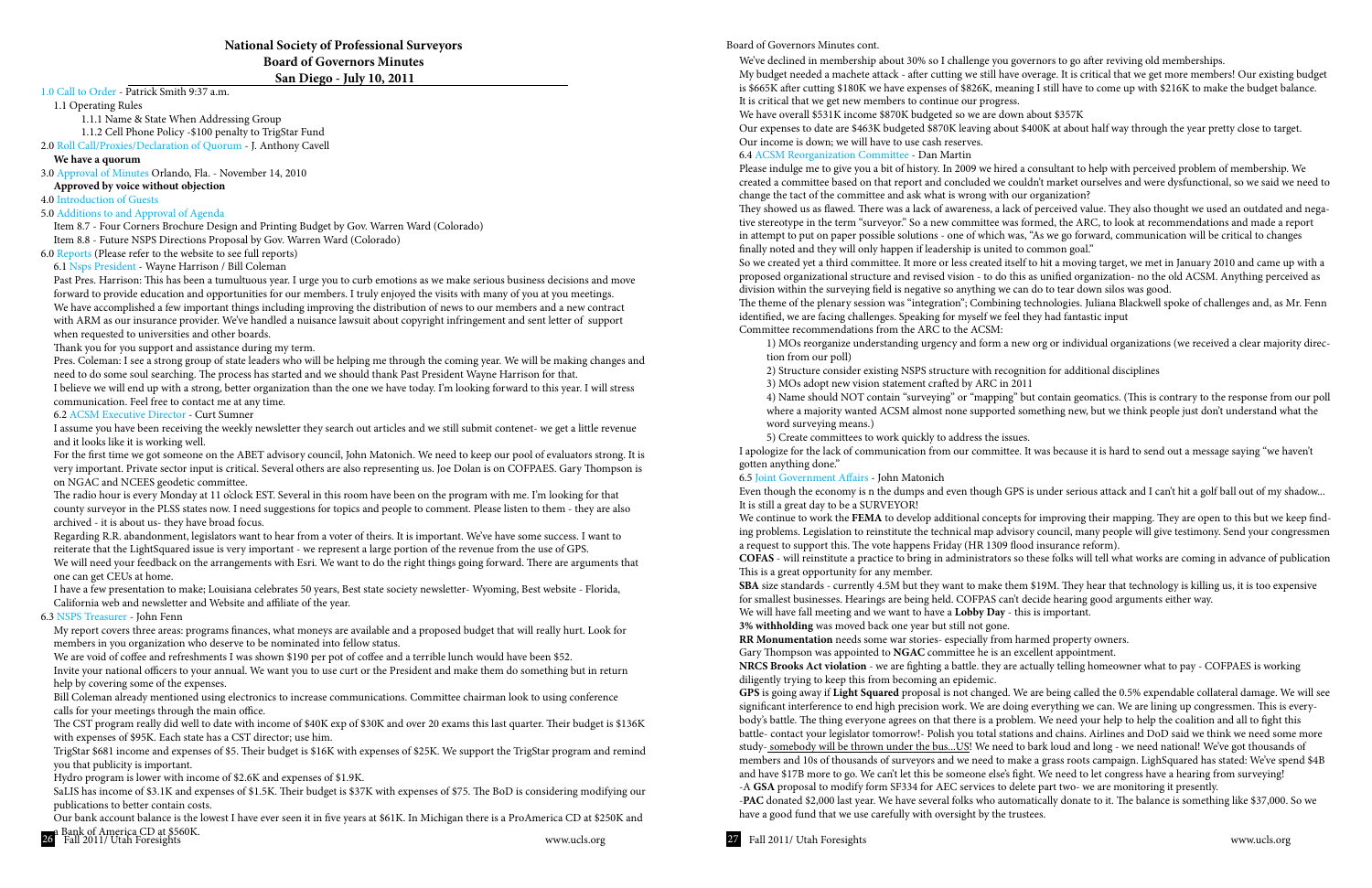# National Society of Professional Surveyors
## Board of Governors Minutes
## San Diego - July 10, 2011

1.0 Call to Order - Patrick Smith 9:37 a.m.

1.1 Operating Rules

1.1.1 Name & State When Addressing Group

1.1.2 Cell Phone Policy -$100 penalty to TrigStar Fund

2.0 Roll Call/Proxies/Declaration of Quorum - J. Anthony Cavell

**We have a quorum**

3.0 Approval of Minutes Orlando, Fla. - November 14, 2010

**Approved by voice without objection**

4.0 Introduction of Guests

5.0 Additions to and Approval of Agenda

Item 8.7 - Four Corners Brochure Design and Printing Budget by Gov. Warren Ward (Colorado)

Item 8.8 - Future NSPS Directions Proposal by Gov. Warren Ward (Colorado)

6.0 Reports (Please refer to the website to see full reports)

6.1 Nsps President - Wayne Harrison / Bill Coleman

Past Pres. Harrison: This has been a tumultuous year. I urge you to curb emotions as we make serious business decisions and move forward to provide education and opportunities for our members. I truly enjoyed the visits with many of you at you meetings. We have accomplished a few important things including improving the distribution of news to our members and a new contract with ARM as our insurance provider. We've handled a nuisance lawsuit about copyright infringement and sent letter of support when requested to universities and other boards.

Thank you for you support and assistance during my term.

Pres. Coleman: I see a strong group of state leaders who will be helping me through the coming year. We will be making changes and need to do some soul searching. The process has started and we should thank Past President Wayne Harrison for that.

I believe we will end up with a strong, better organization than the one we have today. I'm looking forward to this year. I will stress communication. Feel free to contact me at any time.

6.2 ACSM Executive Director - Curt Sumner

I assume you have been receiving the weekly newsletter they search out articles and we still submit contenet- we get a little revenue and it looks like it is working well.

For the first time we got someone on the ABET advisory council, John Matonich. We need to keep our pool of evaluators strong. It is very important. Private sector input is critical. Several others are also representing us. Joe Dolan is on COFPAES. Gary Thompson is on NGAC and NCEES geodetic committee.

The radio hour is every Monday at 11 o'clock EST. Several in this room have been on the program with me. I'm looking for that county surveyor in the PLSS states now. I need suggestions for topics and people to comment. Please listen to them - they are also archived - it is about us- they have broad focus.

Regarding R.R. abandonment, legislators want to hear from a voter of theirs. It is important. We've have some success. I want to reiterate that the LightSquared issue is very important - we represent a large portion of the revenue from the use of GPS.

We will need your feedback on the arrangements with Esri. We want to do the right things going forward. There are arguments that one can get CEUs at home.

I have a few presentation to make; Louisiana celebrates 50 years, Best state society newsletter- Wyoming, Best website - Florida, California web and newsletter and Website and affiliate of the year.

6.3 NSPS Treasurer - John Fenn

My report covers three areas: programs finances, what moneys are available and a proposed budget that will really hurt. Look for members in you organization who deserve to be nominated into fellow status.

We are void of coffee and refreshments I was shown $190 per pot of coffee and a terrible lunch would have been $52.

Invite your national officers to your annual. We want you to use curt or the President and make them do something but in return help by covering some of the expenses.

Bill Coleman already mentioned using electronics to increase communications. Committee chairman look to using conference calls for your meetings through the main office.

The CST program really did well to date with income of $40K exp of $30K and over 20 exams this last quarter. Their budget is $136K with expenses of $95K. Each state has a CST director; use him.

TrigStar $681 income and expenses of $5. Their budget is $16K with expenses of $25K. We support the TrigStar program and remind you that publicity is important.

Hydro program is lower with income of $2.6K and expenses of $1.9K.

SaLIS has income of $3.1K and expenses of $1.5K. Their budget is $37K with expenses of $75. The BoD is considering modifying our publications to better contain costs.

Our bank account balance is the lowest I have ever seen it in five years at $61K. In Michigan there is a ProAmerica CD at $250K and a Bank of America CD at $560K.

Board of Governors Minutes cont.

We've declined in membership about 30% so I challenge you governors to go after reviving old memberships.

My budget needed a machete attack - after cutting we still have overage. It is critical that we get more members! Our existing budget is $665K after cutting $180K we have expenses of $826K, meaning I still have to come up with $216K to make the budget balance.

It is critical that we get new members to continue our progress.

We have overall $531K income $870K budgeted so we are down about $357K

Our expenses to date are $463K budgeted $870K leaving about $400K at about half way through the year pretty close to target.

Our income is down; we will have to use cash reserves.

6.4 ACSM Reorganization Committee - Dan Martin

Please indulge me to give you a bit of history. In 2009 we hired a consultant to help with perceived problem of membership. We created a committee based on that report and concluded we couldn't market ourselves and were dysfunctional, so we said we need to change the tact of the committee and ask what is wrong with our organization?

They showed us as flawed. There was a lack of awareness, a lack of perceived value. They also thought we used an outdated and negative stereotype in the term "surveyor." So a new committee was formed, the ARC, to look at recommendations and made a report in attempt to put on paper possible solutions - one of which was, "As we go forward, communication will be critical to changes finally noted and they will only happen if leadership is united to common goal."

So we created yet a third committee. It more or less created itself to hit a moving target, we met in January 2010 and came up with a proposed organizational structure and revised vision - to do this as unified organization- no the old ACSM. Anything perceived as division within the surveying field is negative so anything we can do to tear down silos was good.

The theme of the plenary session was "integration"; Combining technologies. Juliana Blackwell spoke of challenges and, as Mr. Fenn identified, we are facing challenges. Speaking for myself we feel they had fantastic input

Committee recommendations from the ARC to the ACSM:

1) MOs reorganize understanding urgency and form a new org or individual organizations (we received a clear majority direction from our poll)

2) Structure consider existing NSPS structure with recognition for additional disciplines

3) MOs adopt new vision statement crafted by ARC in 2011

4) Name should NOT contain "surveying" or "mapping" but contain geomatics. (This is contrary to the response from our poll where a majority wanted ACSM almost none supported something new, but we think people just don't understand what the word surveying means.)

5) Create committees to work quickly to address the issues.

I apologize for the lack of communication from our committee. It was because it is hard to send out a message saying "we haven't gotten anything done."

6.5 Joint Government Affairs - John Matonich

Even though the economy is n the dumps and even though GPS is under serious attack and I can't hit a golf ball out of my shadow... It is still a great day to be a SURVEYOR!

We continue to work the **FEMA** to develop additional concepts for improving their mapping. They are open to this but we keep finding problems. Legislation to reinstitute the technical map advisory council, many people will give testimony. Send your congressmen a request to support this. The vote happens Friday (HR 1309 flood insurance reform).

**COFAS** - will reinstitute a practice to bring in administrators so these folks will tell what works are coming in advance of publication This is a great opportunity for any member.

**SBA** size standards - currently 4.5M but they want to make them $19M. They hear that technology is killing us, it is too expensive for smallest businesses. Hearings are being held. COFPAS can't decide hearing good arguments either way.

We will have fall meeting and we want to have a **Lobby Day** - this is important.

**3% withholding** was moved back one year but still not gone.

**RR Monumentation** needs some war stories- especially from harmed property owners.

Gary Thompson was appointed to **NGAC** committee he is an excellent appointment.

**NRCS Brooks Act violation** - we are fighting a battle. they are actually telling homeowner what to pay - COFPAES is working diligently trying to keep this from becoming an epidemic.

**GPS** is going away if **Light Squared** proposal is not changed. We are being called the 0.5% expendable collateral damage. We will see significant interference to end high precision work. We are doing everything we can. We are lining up congressmen. This is everybody's battle. The thing everyone agrees on that there is a problem. We need your help to help the coalition and all to fight this battle- contact your legislator tomorrow!- Polish you total stations and chains. Airlines and DoD said we think we need some more study- somebody will be thrown under the bus...US! We need to bark loud and long - we need national! We've got thousands of members and 10s of thousands of surveyors and we need to make a grass roots campaign. LighSquared has stated: We've spend $4B and have $17B more to go. We can't let this be someone else's fight. We need to let congress have a hearing from surveying!

-A **GSA** proposal to modify form SF334 for AEC services to delete part two- we are monitoring it presently.

-**PAC** donated $2,000 last year. We have several folks who automatically donate to it. The balance is something like $37,000. So we have a good fund that we use carefully with oversight by the trustees.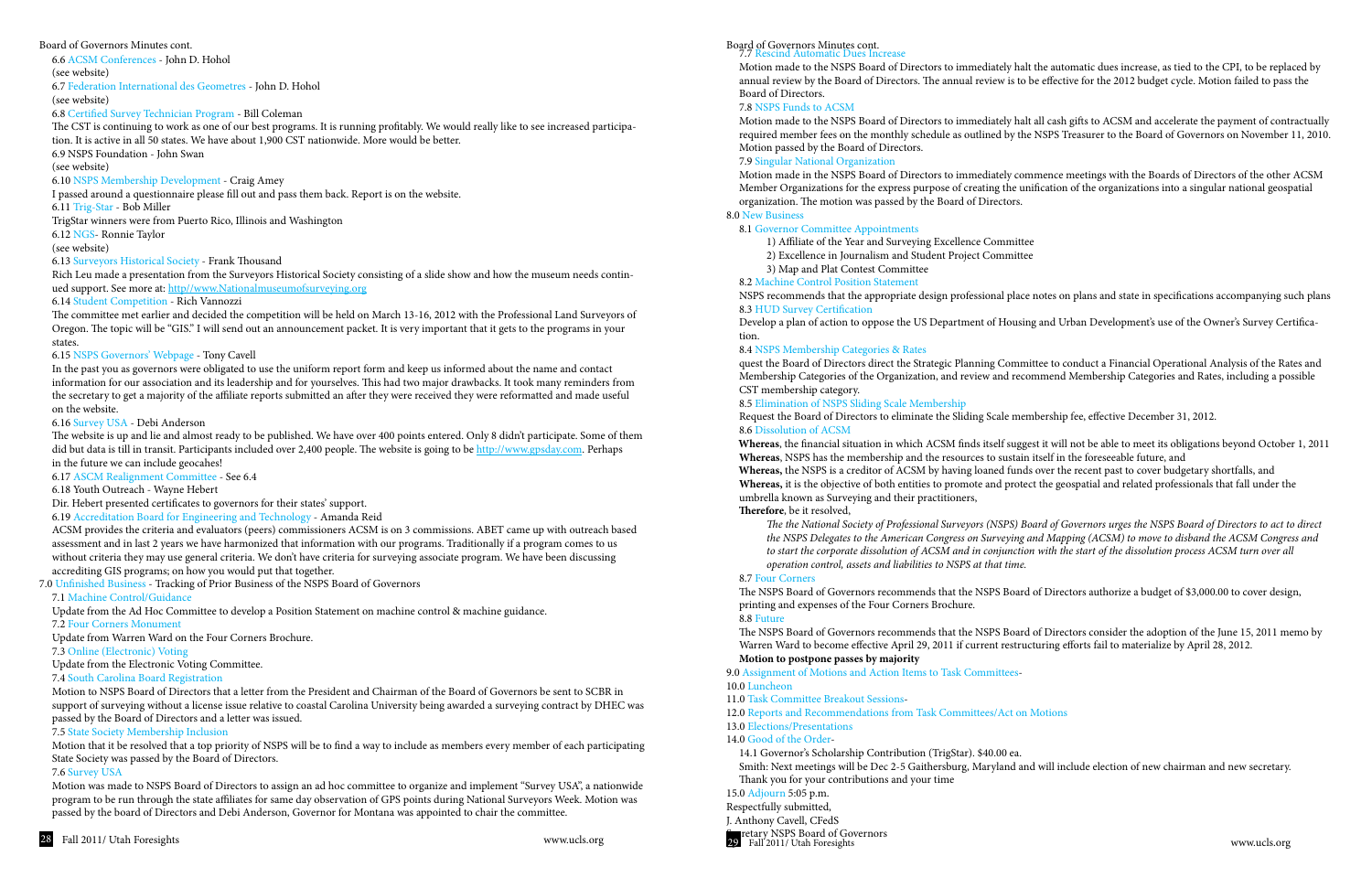Board of Governors Minutes cont.

6.6 ACSM Conferences - John D. Hohol

(see website)

6.7 Federation International des Geometres - John D. Hohol

(see website)

6.8 Certified Survey Technician Program - Bill Coleman

The CST is continuing to work as one of our best programs. It is running profitably. We would really like to see increased participation. It is active in all 50 states. We have about 1,900 CST nationwide. More would be better.

6.9 NSPS Foundation - John Swan

(see website)

6.10 NSPS Membership Development - Craig Amey

I passed around a questionnaire please fill out and pass them back. Report is on the website.

6.11 Trig-Star - Bob Miller

TrigStar winners were from Puerto Rico, Illinois and Washington

6.12 NGS- Ronnie Taylor

(see website)

6.13 Surveyors Historical Society - Frank Thousand

Rich Leu made a presentation from the Surveyors Historical Society consisting of a slide show and how the museum needs continued support. See more at: http//www.Nationalmuseumofsurveying.org

6.14 Student Competition - Rich Vannozzi

The committee met earlier and decided the competition will be held on March 13-16, 2012 with the Professional Land Surveyors of Oregon. The topic will be "GIS." I will send out an announcement packet. It is very important that it gets to the programs in your states.

6.15 NSPS Governors' Webpage - Tony Cavell

In the past you as governors were obligated to use the uniform report form and keep us informed about the name and contact information for our association and its leadership and for yourselves. This had two major drawbacks. It took many reminders from the secretary to get a majority of the affiliate reports submitted an after they were received they were reformatted and made useful on the website.

6.16 Survey USA - Debi Anderson

The website is up and almost ready to be published. We have over 400 points entered. Only 8 didn't participate. Some of them did but data is till in transit. Participants included over 2,400 people. The website is going to be http://www.gpsday.com. Perhaps in the future we can include geocaches!

6.17 ASCM Realignment Committee - See 6.4

6.18 Youth Outreach - Wayne Hebert

Dir. Hebert presented certificates to governors for their states' support.

6.19 Accreditation Board for Engineering and Technology - Amanda Reid

ACSM provides the criteria and evaluators (peers) commissioners ACSM is on 3 commissions. ABET came up with outreach based assessment and in last 2 years we have harmonized that information with our programs. Traditionally if a program comes to us without criteria they may use general criteria. We don't have criteria for surveying associate program. We have been discussing accrediting GIS programs; on how you would put that together.

7.0 Unfinished Business - Tracking of Prior Business of the NSPS Board of Governors

7.1 Machine Control/Guidance

Update from the Ad Hoc Committee to develop a Position Statement on machine control & machine guidance.

7.2 Four Corners Monument

Update from Warren Ward on the Four Corners Brochure.

7.3 Online (Electronic) Voting

Update from the Electronic Voting Committee.

7.4 South Carolina Board Registration

Motion to NSPS Board of Directors that a letter from the President and Chairman of the Board of Governors be sent to SCBR in support of surveying without a license issue relative to coastal Carolina University being awarded a surveying contract by DHEC was passed by the Board of Directors and a letter was issued.

7.5 State Society Membership Inclusion

Motion that it be resolved that a top priority of NSPS will be to find a way to include as members every member of each participating State Society was passed by the Board of Directors.

7.6 Survey USA

Motion was made to NSPS Board of Directors to assign an ad hoc committee to organize and implement "Survey USA", a nationwide program to be run through the state affiliates for same day observation of GPS points during National Surveyors Week. Motion was passed by the board of Directors and Debi Anderson, Governor for Montana was appointed to chair the committee.

7.7 Rescind Automatic Dues Increase

Motion made to the NSPS Board of Directors to immediately halt the automatic dues increase, as tied to the CPI, to be replaced by annual review by the Board of Directors. The annual review is to be effective for the 2012 budget cycle. Motion failed to pass the Board of Directors.

7.8 NSPS Funds to ACSM

Motion made to the NSPS Board of Directors to immediately halt all cash gifts to ACSM and accelerate the payment of contractually required member fees on the monthly schedule as outlined by the NSPS Treasurer to the Board of Governors on November 11, 2010. Motion passed by the Board of Directors.

7.9 Singular National Organization

Motion made in the NSPS Board of Directors to immediately commence meetings with the Boards of Directors of the other ACSM Member Organizations for the express purpose of creating the unification of the organizations into a singular national geospatial organization. The motion was passed by the Board of Directors.

8.0 New Business

8.1 Governor Committee Appointments

1) Affiliate of the Year and Surveying Excellence Committee
2) Excellence in Journalism and Student Project Committee
3) Map and Plat Contest Committee

8.2 Machine Control Position Statement

NSPS recommends that the appropriate design professional place notes on plans and state in specifications accompanying such plans

8.3 HUD Survey Certification

Develop a plan of action to oppose the US Department of Housing and Urban Development's use of the Owner's Survey Certification.

8.4 NSPS Membership Categories & Rates

quest the Board of Directors direct the Strategic Planning Committee to conduct a Financial Operational Analysis of the Rates and Membership Categories of the Organization, and review and recommend Membership Categories and Rates, including a possible CST membership category.

8.5 Elimination of NSPS Sliding Scale Membership

Request the Board of Directors to eliminate the Sliding Scale membership fee, effective December 31, 2012.

8.6 Dissolution of ACSM

**Whereas**, the financial situation in which ACSM finds itself suggest it will not be able to meet its obligations beyond October 1, 2011

**Whereas**, NSPS has the membership and the resources to sustain itself in the foreseeable future, and

**Whereas,** the NSPS is a creditor of ACSM by having loaned funds over the recent past to cover budgetary shortfalls, and

**Whereas,** it is the objective of both entities to promote and protect the geospatial and related professionals that fall under the umbrella known as Surveying and their practitioners,

**Therefore**, be it resolved,

*The the National Society of Professional Surveyors (NSPS) Board of Governors urges the NSPS Board of Directors to act to direct the NSPS Delegates to the American Congress on Surveying and Mapping (ACSM) to move to disband the ACSM Congress and to start the corporate dissolution of ACSM and in conjunction with the start of the dissolution process ACSM turn over all operation control, assets and liabilities to NSPS at that time.*

8.7 Four Corners

The NSPS Board of Governors recommends that the NSPS Board of Directors authorize a budget of $3,000.00 to cover design, printing and expenses of the Four Corners Brochure.

8.8 Future

The NSPS Board of Governors recommends that the NSPS Board of Directors consider the adoption of the June 15, 2011 memo by Warren Ward to become effective April 29, 2011 if current restructuring efforts fail to materialize by April 28, 2012.

**Motion to postpone passes by majority**

9.0 Assignment of Motions and Action Items to Task Committees-

10.0 Luncheon

11.0 Task Committee Breakout Sessions-

12.0 Reports and Recommendations from Task Committees/Act on Motions

13.0 Elections/Presentations

14.0 Good of the Order-

14.1 Governor's Scholarship Contribution (TrigStar). $40.00 ea.

Smith: Next meetings will be Dec 2-5 Gaithersburg, Maryland and will include election of new chairman and new secretary.

Thank you for your contributions and your time

15.0 Adjourn 5:05 p.m.

Respectfully submitted,

J. Anthony Cavell, CFedS

Secretary NSPS Board of Governors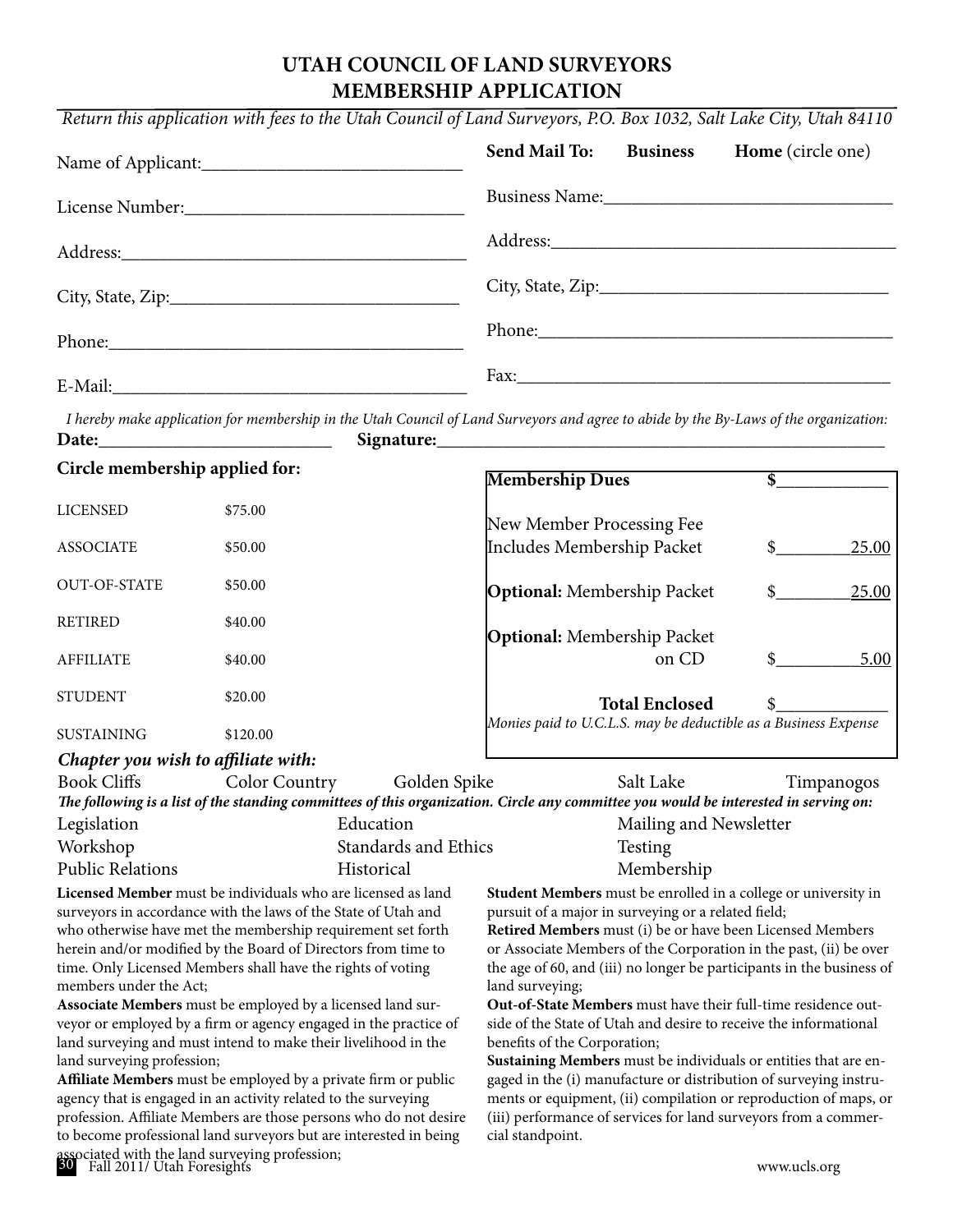# UTAH COUNCIL OF LAND SURVEYORS
# MEMBERSHIP APPLICATION

*Return this application with fees to the Utah Council of Land Surveyors, P.O. Box 1032, Salt Lake City, Utah 84110*

Name of Applicant:____________________________

License Number:______________________________

Address:_____________________________________

City, State, Zip:______________________________

Phone:______________________________________

E-Mail:______________________________________

**Send Mail To: Business Home** (circle one)

Business Name:_______________________________

Address:_____________________________________

City, State, Zip:______________________________

Phone:______________________________________

Fax:________________________________________

*I hereby make application for membership in the Utah Council of Land Surveyors and agree to abide by the By-Laws of the organization:*

**Date:**__________________________ **Signature:**__________________________________________________

**Circle membership applied for:**

| | |
|---|---|
| LICENSED | $75.00 |
| ASSOCIATE | $50.00 |
| OUT-OF-STATE | $50.00 |
| RETIRED | $40.00 |
| AFFILIATE | $40.00 |
| STUDENT | $20.00 |
| SUSTAINING | $120.00 |

| | |
|---|---|
| **Membership Dues** | **$**____________ |
| New Member Processing Fee Includes Membership Packet | $________25.00 |
| **Optional:** Membership Packet | $________25.00 |
| **Optional:** Membership Packet on CD | $_________5.00 |
| **Total Enclosed** | $____________ |

*Monies paid to U.C.L.S. may be deductible as a Business Expense*

***Chapter you wish to affiliate with:***

Book Cliffs    Color Country    Golden Spike    Salt Lake    Timpanogos

***The following is a list of the standing committees of this organization. Circle any committee you would be interested in serving on:***

| | | |
|---|---|---|
| Legislation | Education | Mailing and Newsletter |
| Workshop | Standards and Ethics | Testing |
| Public Relations | Historical | Membership |

**Licensed Member** must be individuals who are licensed as land surveyors in accordance with the laws of the State of Utah and who otherwise have met the membership requirement set forth herein and/or modified by the Board of Directors from time to time. Only Licensed Members shall have the rights of voting members under the Act;

**Associate Members** must be employed by a licensed land surveyor or employed by a firm or agency engaged in the practice of land surveying and must intend to make their livelihood in the land surveying profession;

**Affiliate Members** must be employed by a private firm or public agency that is engaged in an activity related to the surveying profession. Affiliate Members are those persons who do not desire to become professional land surveyors but are interested in being associated with the land surveying profession;

**Student Members** must be enrolled in a college or university in pursuit of a major in surveying or a related field;

**Retired Members** must (i) be or have been Licensed Members or Associate Members of the Corporation in the past, (ii) be over the age of 60, and (iii) no longer be participants in the business of land surveying;

**Out-of-State Members** must have their full-time residence outside of the State of Utah and desire to receive the informational benefits of the Corporation;

**Sustaining Members** must be individuals or entities that are engaged in the (i) manufacture or distribution of surveying instruments or equipment, (ii) compilation or reproduction of maps, or (iii) performance of services for land surveyors from a commercial standpoint.